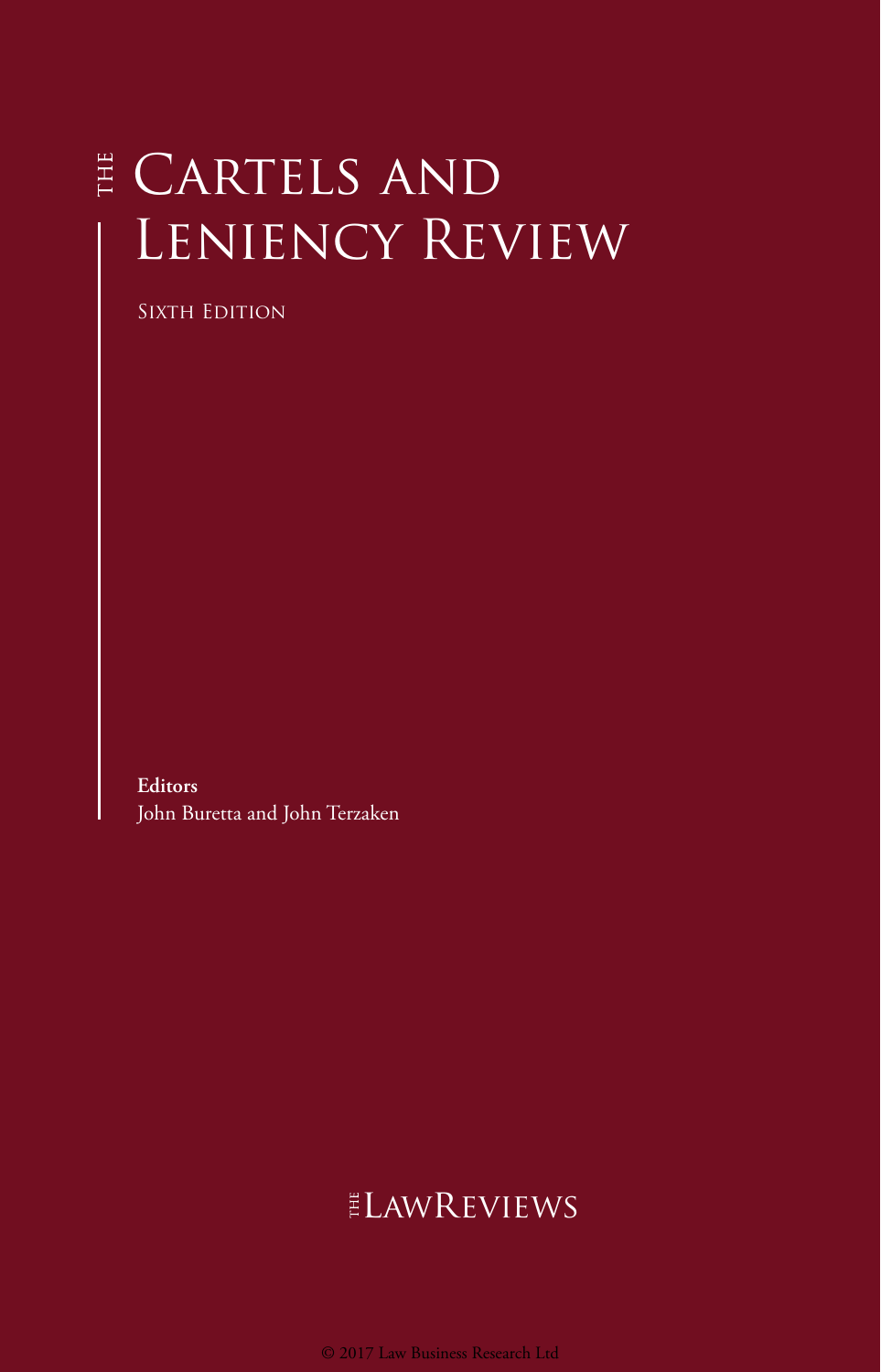# The Cartels and Leniency Review

Sixth Edition

**Editors**
John Buretta and John Terzaken

The LawReviews

© 2017 Law Business Research Ltd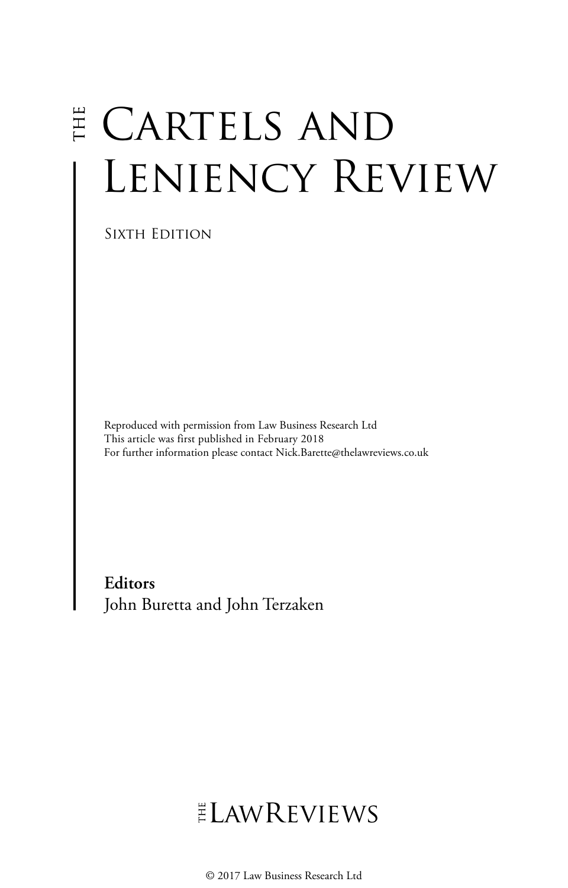# THE Cartels and Leniency Review

Sixth Edition

Reproduced with permission from Law Business Research Ltd
This article was first published in February 2018
For further information please contact Nick.Barette@thelawreviews.co.uk

**Editors**
John Buretta and John Terzaken

THE LAW REVIEWS

© 2017 Law Business Research Ltd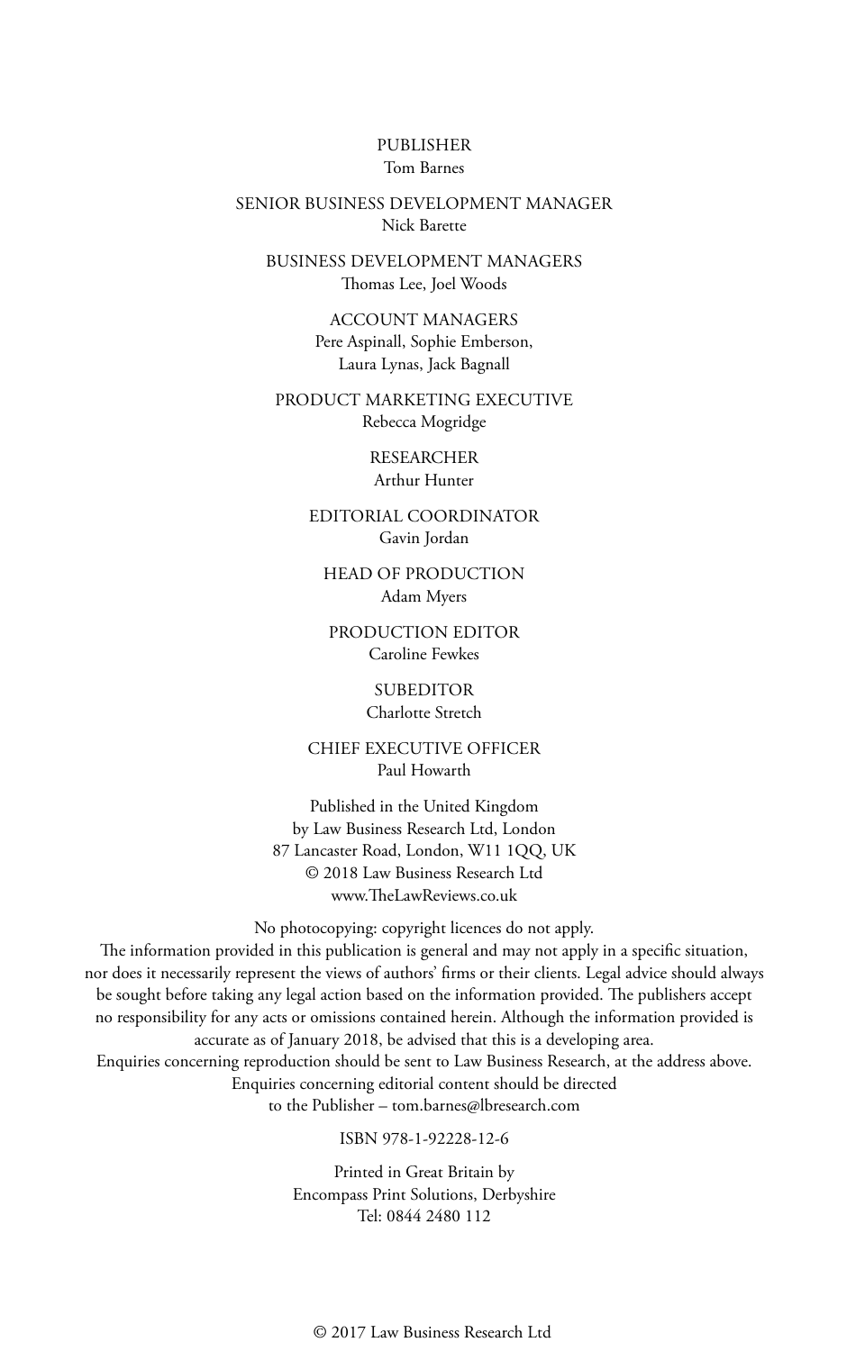PUBLISHER
Tom Barnes

SENIOR BUSINESS DEVELOPMENT MANAGER
Nick Barette

BUSINESS DEVELOPMENT MANAGERS
Thomas Lee, Joel Woods

ACCOUNT MANAGERS
Pere Aspinall, Sophie Emberson,
Laura Lynas, Jack Bagnall

PRODUCT MARKETING EXECUTIVE
Rebecca Mogridge

RESEARCHER
Arthur Hunter

EDITORIAL COORDINATOR
Gavin Jordan

HEAD OF PRODUCTION
Adam Myers

PRODUCTION EDITOR
Caroline Fewkes

SUBEDITOR
Charlotte Stretch

CHIEF EXECUTIVE OFFICER
Paul Howarth

Published in the United Kingdom
by Law Business Research Ltd, London
87 Lancaster Road, London, W11 1QQ, UK
© 2018 Law Business Research Ltd
www.TheLawReviews.co.uk

No photocopying: copyright licences do not apply.
The information provided in this publication is general and may not apply in a specific situation, nor does it necessarily represent the views of authors' firms or their clients. Legal advice should always be sought before taking any legal action based on the information provided. The publishers accept no responsibility for any acts or omissions contained herein. Although the information provided is accurate as of January 2018, be advised that this is a developing area.
Enquiries concerning reproduction should be sent to Law Business Research, at the address above.
Enquiries concerning editorial content should be directed
to the Publisher – tom.barnes@lbresearch.com

ISBN 978-1-92228-12-6

Printed in Great Britain by
Encompass Print Solutions, Derbyshire
Tel: 0844 2480 112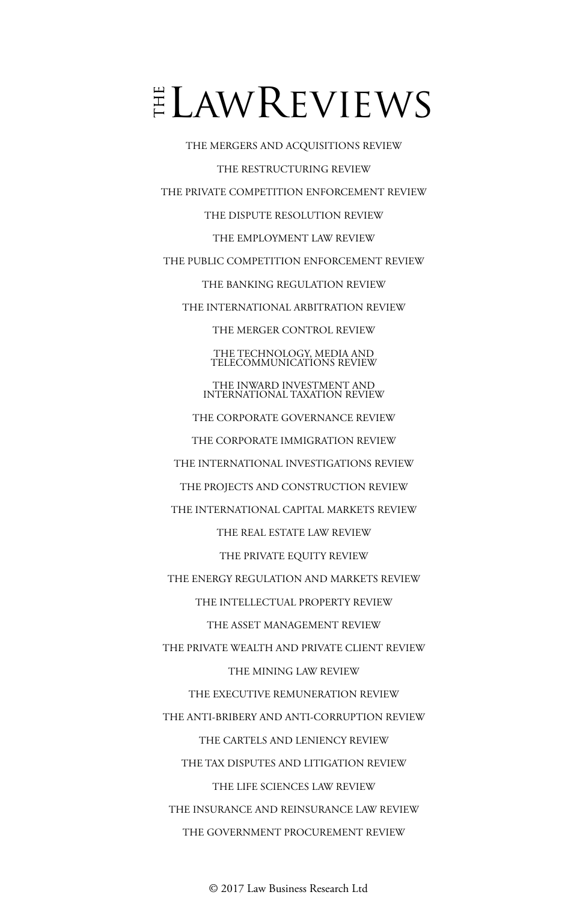# THE LAWREVIEWS

THE MERGERS AND ACQUISITIONS REVIEW

THE RESTRUCTURING REVIEW

THE PRIVATE COMPETITION ENFORCEMENT REVIEW

THE DISPUTE RESOLUTION REVIEW

THE EMPLOYMENT LAW REVIEW

THE PUBLIC COMPETITION ENFORCEMENT REVIEW

THE BANKING REGULATION REVIEW

THE INTERNATIONAL ARBITRATION REVIEW

THE MERGER CONTROL REVIEW

THE TECHNOLOGY, MEDIA AND TELECOMMUNICATIONS REVIEW

THE INWARD INVESTMENT AND INTERNATIONAL TAXATION REVIEW

THE CORPORATE GOVERNANCE REVIEW

THE CORPORATE IMMIGRATION REVIEW

THE INTERNATIONAL INVESTIGATIONS REVIEW

THE PROJECTS AND CONSTRUCTION REVIEW

THE INTERNATIONAL CAPITAL MARKETS REVIEW

THE REAL ESTATE LAW REVIEW

THE PRIVATE EQUITY REVIEW

THE ENERGY REGULATION AND MARKETS REVIEW

THE INTELLECTUAL PROPERTY REVIEW

THE ASSET MANAGEMENT REVIEW

THE PRIVATE WEALTH AND PRIVATE CLIENT REVIEW

THE MINING LAW REVIEW

THE EXECUTIVE REMUNERATION REVIEW

THE ANTI-BRIBERY AND ANTI-CORRUPTION REVIEW

THE CARTELS AND LENIENCY REVIEW

THE TAX DISPUTES AND LITIGATION REVIEW

THE LIFE SCIENCES LAW REVIEW

THE INSURANCE AND REINSURANCE LAW REVIEW

THE GOVERNMENT PROCUREMENT REVIEW

© 2017 Law Business Research Ltd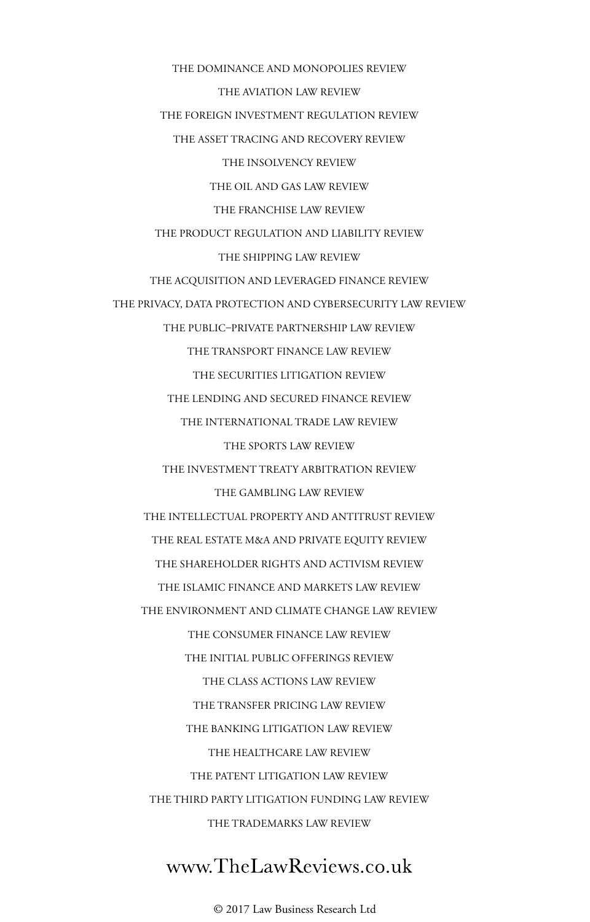THE DOMINANCE AND MONOPOLIES REVIEW

THE AVIATION LAW REVIEW

THE FOREIGN INVESTMENT REGULATION REVIEW

THE ASSET TRACING AND RECOVERY REVIEW

THE INSOLVENCY REVIEW

THE OIL AND GAS LAW REVIEW

THE FRANCHISE LAW REVIEW

THE PRODUCT REGULATION AND LIABILITY REVIEW

THE SHIPPING LAW REVIEW

THE ACQUISITION AND LEVERAGED FINANCE REVIEW

THE PRIVACY, DATA PROTECTION AND CYBERSECURITY LAW REVIEW

THE PUBLIC–PRIVATE PARTNERSHIP LAW REVIEW

THE TRANSPORT FINANCE LAW REVIEW

THE SECURITIES LITIGATION REVIEW

THE LENDING AND SECURED FINANCE REVIEW

THE INTERNATIONAL TRADE LAW REVIEW

THE SPORTS LAW REVIEW

THE INVESTMENT TREATY ARBITRATION REVIEW

THE GAMBLING LAW REVIEW

THE INTELLECTUAL PROPERTY AND ANTITRUST REVIEW

THE REAL ESTATE M&A AND PRIVATE EQUITY REVIEW

THE SHAREHOLDER RIGHTS AND ACTIVISM REVIEW

THE ISLAMIC FINANCE AND MARKETS LAW REVIEW

THE ENVIRONMENT AND CLIMATE CHANGE LAW REVIEW

THE CONSUMER FINANCE LAW REVIEW

THE INITIAL PUBLIC OFFERINGS REVIEW

THE CLASS ACTIONS LAW REVIEW

THE TRANSFER PRICING LAW REVIEW

THE BANKING LITIGATION LAW REVIEW

THE HEALTHCARE LAW REVIEW

THE PATENT LITIGATION LAW REVIEW

THE THIRD PARTY LITIGATION FUNDING LAW REVIEW

THE TRADEMARKS LAW REVIEW

www.TheLawReviews.co.uk

© 2017 Law Business Research Ltd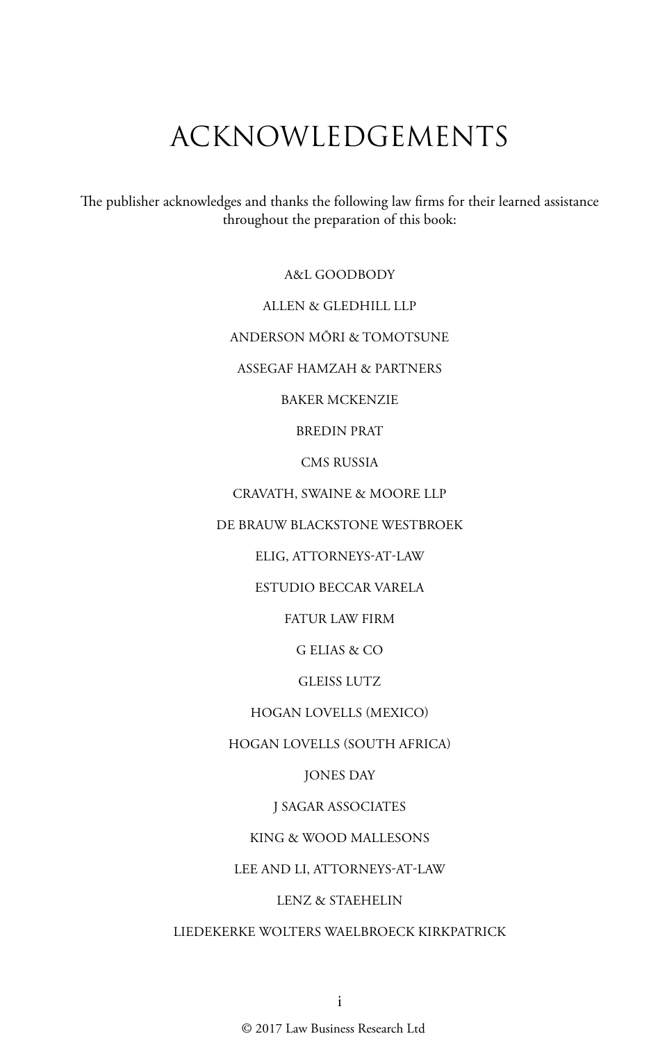# ACKNOWLEDGEMENTS

The publisher acknowledges and thanks the following law firms for their learned assistance throughout the preparation of this book:

A&L GOODBODY

ALLEN & GLEDHILL LLP

ANDERSON MŌRI & TOMOTSUNE

ASSEGAF HAMZAH & PARTNERS

BAKER MCKENZIE

BREDIN PRAT

CMS RUSSIA

CRAVATH, SWAINE & MOORE LLP

DE BRAUW BLACKSTONE WESTBROEK

ELIG, ATTORNEYS-AT-LAW

ESTUDIO BECCAR VARELA

FATUR LAW FIRM

G ELIAS & CO

GLEISS LUTZ

HOGAN LOVELLS (MEXICO)

HOGAN LOVELLS (SOUTH AFRICA)

JONES DAY

J SAGAR ASSOCIATES

KING & WOOD MALLESONS

LEE AND LI, ATTORNEYS-AT-LAW

LENZ & STAEHELIN

LIEDEKERKE WOLTERS WAELBROECK KIRKPATRICK

© 2017 Law Business Research Ltd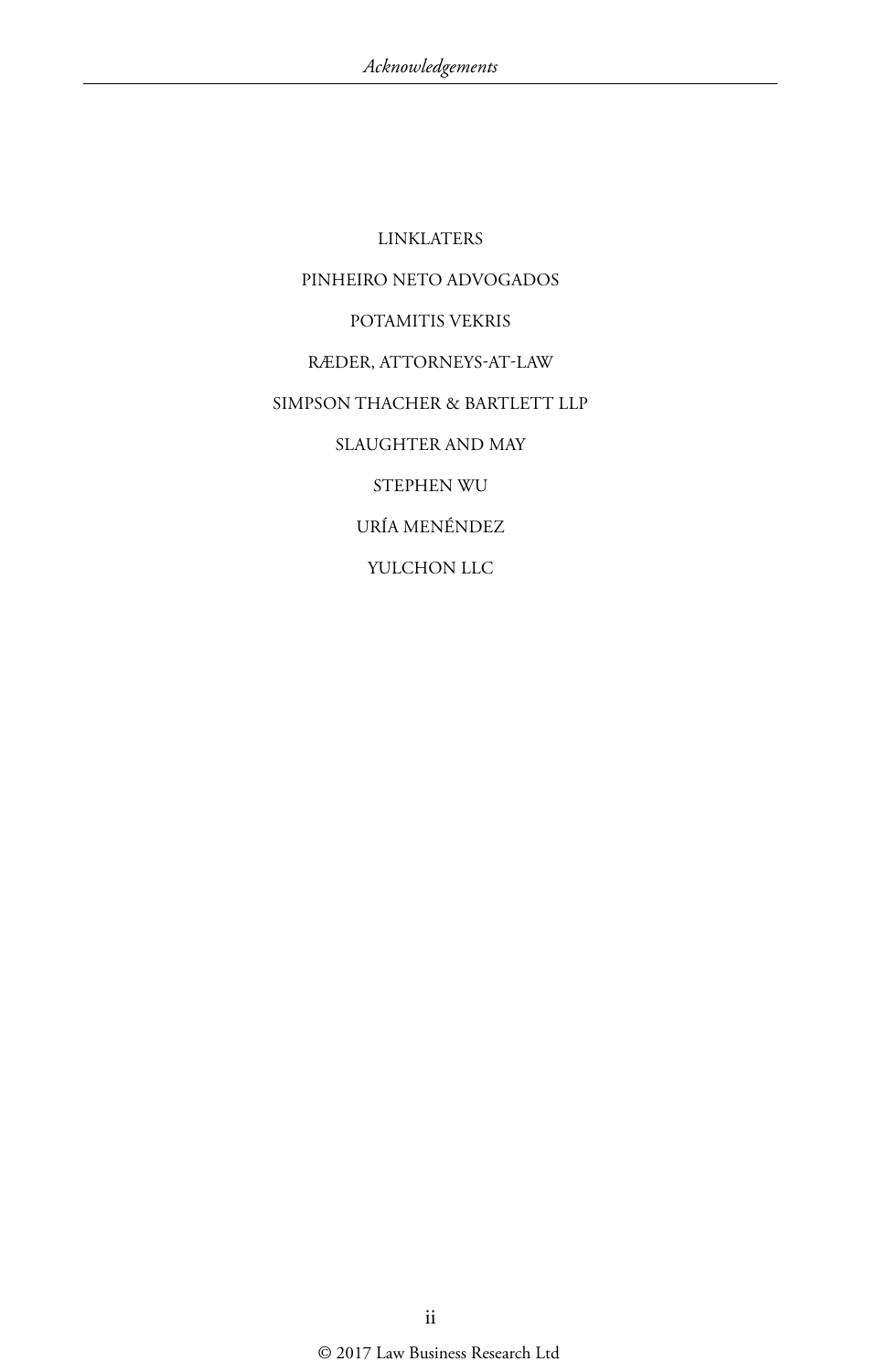LINKLATERS

PINHEIRO NETO ADVOGADOS

POTAMITIS VEKRIS

RÆDER, ATTORNEYS-AT-LAW

SIMPSON THACHER & BARTLETT LLP

SLAUGHTER AND MAY

STEPHEN WU

URÍA MENÉNDEZ

YULCHON LLC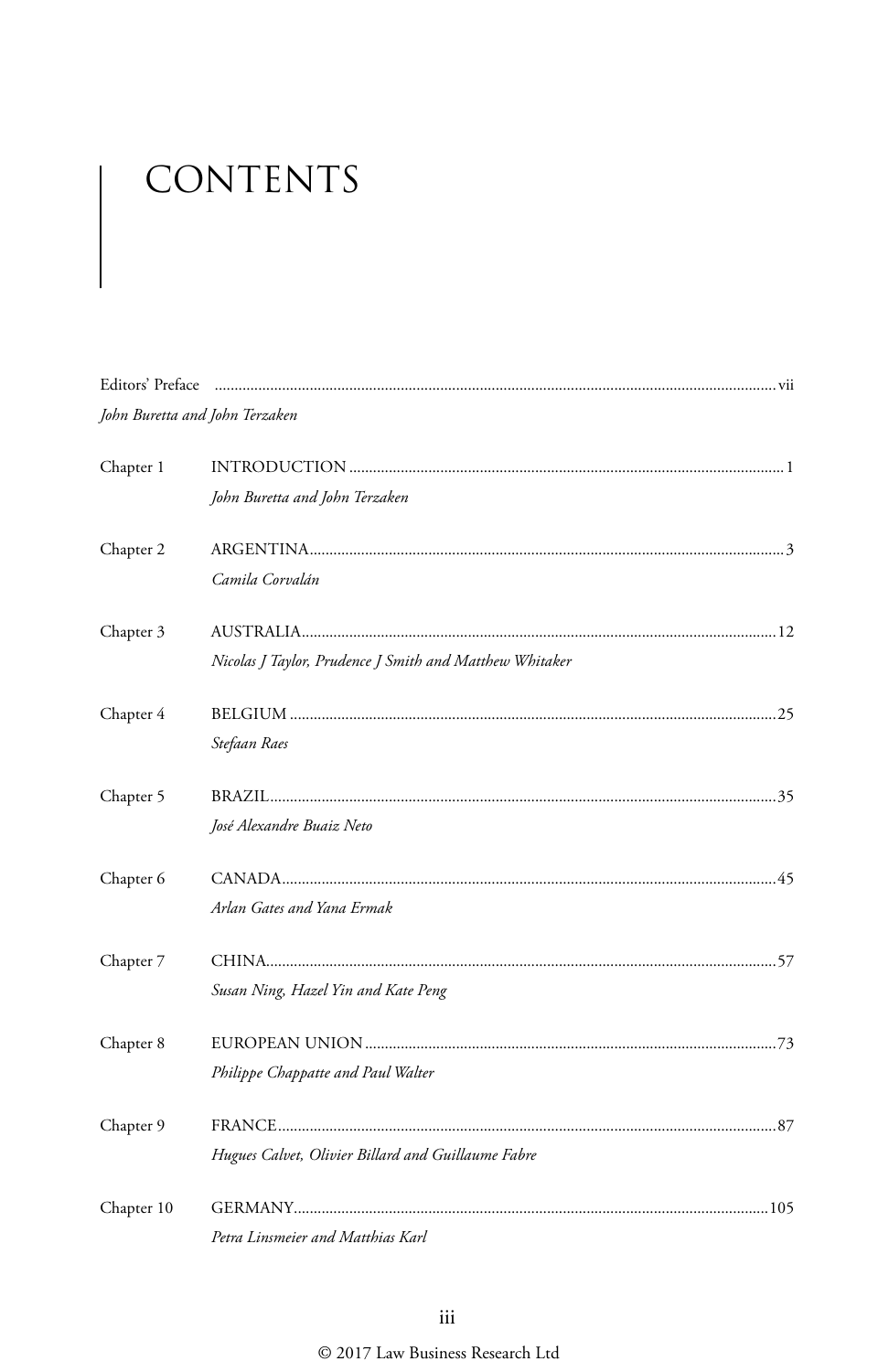# CONTENTS

Editors' Preface ............................................................................................................................... vii
*John Buretta and John Terzaken*

Chapter 1 INTRODUCTION .............................................................................................. 1
*John Buretta and John Terzaken*

Chapter 2 ARGENTINA....................................................................................................... 3
*Camila Corvalán*

Chapter 3 AUSTRALIA....................................................................................................... 12
*Nicolas J Taylor, Prudence J Smith and Matthew Whitaker*

Chapter 4 BELGIUM .......................................................................................................... 25
*Stefaan Raes*

Chapter 5 BRAZIL............................................................................................................... 35
*José Alexandre Buaiz Neto*

Chapter 6 CANADA............................................................................................................ 45
*Arlan Gates and Yana Ermak*

Chapter 7 CHINA................................................................................................................ 57
*Susan Ning, Hazel Yin and Kate Peng*

Chapter 8 EUROPEAN UNION ........................................................................................ 73
*Philippe Chappatte and Paul Walter*

Chapter 9 FRANCE............................................................................................................. 87
*Hugues Calvet, Olivier Billard and Guillaume Fabre*

Chapter 10 GERMANY....................................................................................................... 105
*Petra Linsmeier and Matthias Karl*

© 2017 Law Business Research Ltd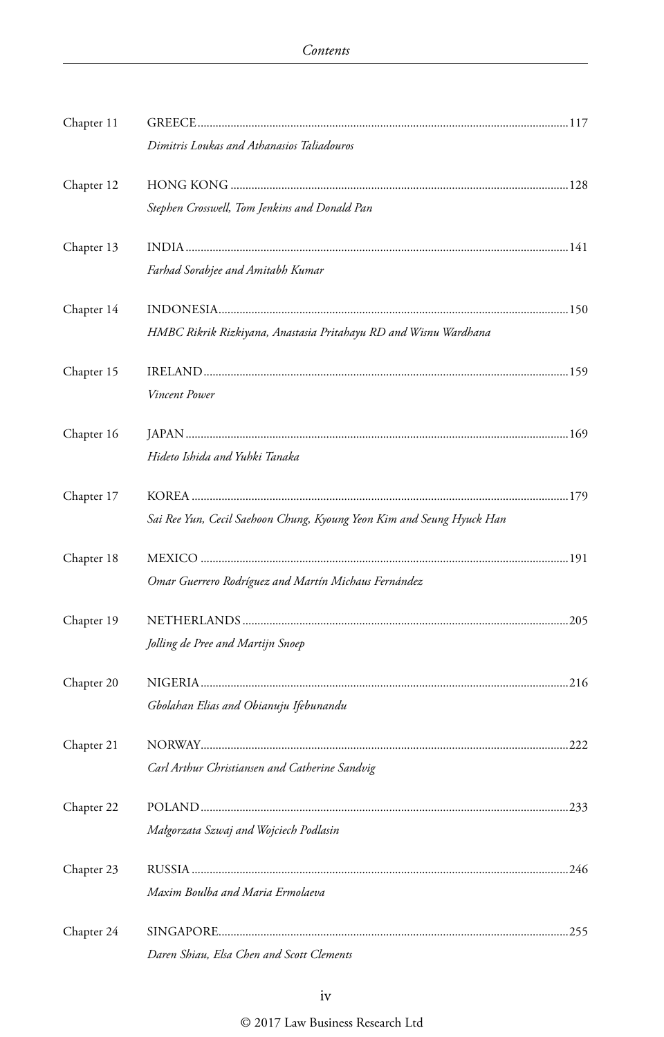Chapter 11 GREECE...117

*Dimitris Loukas and Athanasios Taliadouros*

Chapter 12 HONG KONG...128

*Stephen Crosswell, Tom Jenkins and Donald Pan*

Chapter 13 INDIA...141

*Farhad Sorabjee and Amitabh Kumar*

Chapter 14 INDONESIA...150

*HMBC Rikrik Rizkiyana, Anastasia Pritahayu RD and Wisnu Wardhana*

Chapter 15 IRELAND...159

*Vincent Power*

Chapter 16 JAPAN...169

*Hideto Ishida and Yuhki Tanaka*

Chapter 17 KOREA...179

*Sai Ree Yun, Cecil Saehoon Chung, Kyoung Yeon Kim and Seung Hyuck Han*

Chapter 18 MEXICO...191

*Omar Guerrero Rodríguez and Martín Michaus Fernández*

Chapter 19 NETHERLANDS...205

*Jolling de Pree and Martijn Snoep*

Chapter 20 NIGERIA...216

*Gbolahan Elias and Obianuju Ifebunandu*

Chapter 21 NORWAY...222

*Carl Arthur Christiansen and Catherine Sandvig*

Chapter 22 POLAND...233

*Małgorzata Szwaj and Wojciech Podlasin*

Chapter 23 RUSSIA...246

*Maxim Boulba and Maria Ermolaeva*

Chapter 24 SINGAPORE...255

*Daren Shiau, Elsa Chen and Scott Clements*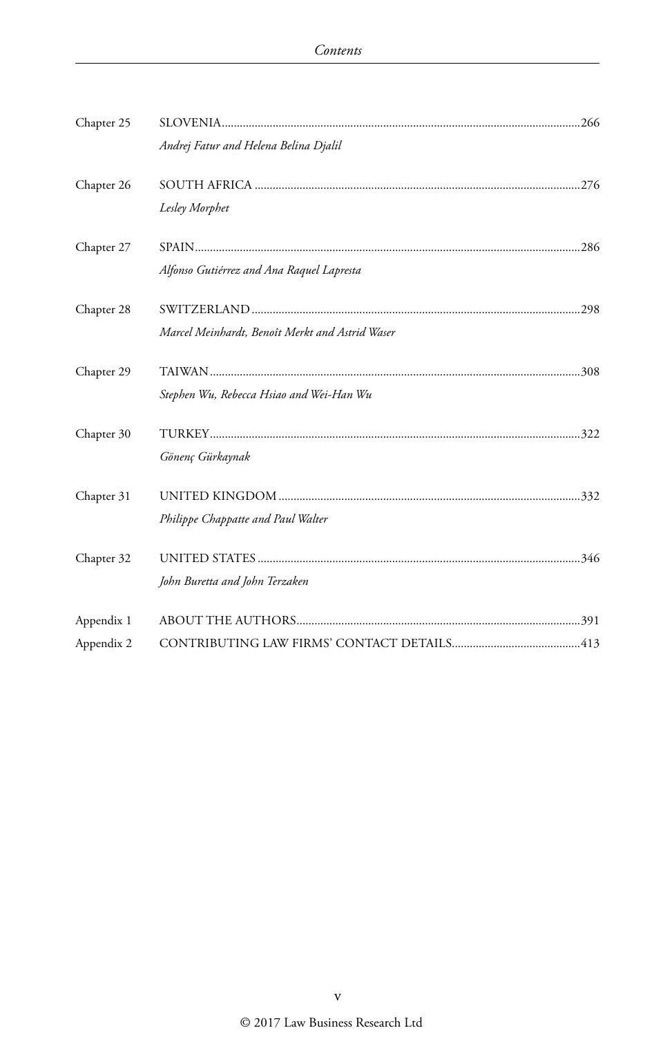| | | |
|---|---|---|
| Chapter 25 | SLOVENIA<br>*Andrej Fatur and Helena Belina Djalil* | 266 |
| Chapter 26 | SOUTH AFRICA<br>*Lesley Morphet* | 276 |
| Chapter 27 | SPAIN<br>*Alfonso Gutiérrez and Ana Raquel Lapresta* | 286 |
| Chapter 28 | SWITZERLAND<br>*Marcel Meinhardt, Benoît Merkt and Astrid Waser* | 298 |
| Chapter 29 | TAIWAN<br>*Stephen Wu, Rebecca Hsiao and Wei-Han Wu* | 308 |
| Chapter 30 | TURKEY<br>*Gönenç Gürkaynak* | 322 |
| Chapter 31 | UNITED KINGDOM<br>*Philippe Chappatte and Paul Walter* | 332 |
| Chapter 32 | UNITED STATES<br>*John Buretta and John Terzaken* | 346 |
| Appendix 1 | ABOUT THE AUTHORS | 391 |
| Appendix 2 | CONTRIBUTING LAW FIRMS' CONTACT DETAILS | 413 |

© 2017 Law Business Research Ltd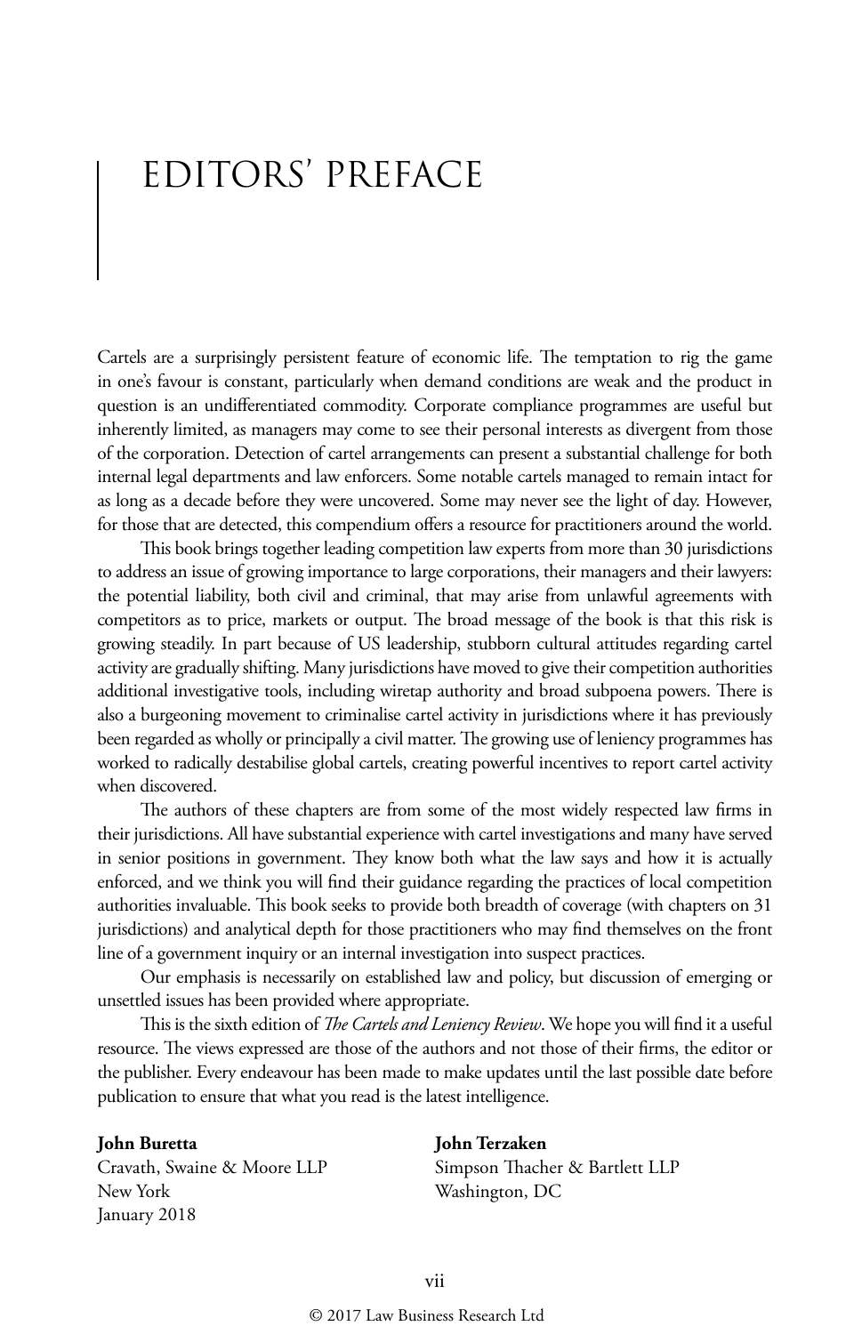# EDITORS' PREFACE

Cartels are a surprisingly persistent feature of economic life. The temptation to rig the game in one's favour is constant, particularly when demand conditions are weak and the product in question is an undifferentiated commodity. Corporate compliance programmes are useful but inherently limited, as managers may come to see their personal interests as divergent from those of the corporation. Detection of cartel arrangements can present a substantial challenge for both internal legal departments and law enforcers. Some notable cartels managed to remain intact for as long as a decade before they were uncovered. Some may never see the light of day. However, for those that are detected, this compendium offers a resource for practitioners around the world.

This book brings together leading competition law experts from more than 30 jurisdictions to address an issue of growing importance to large corporations, their managers and their lawyers: the potential liability, both civil and criminal, that may arise from unlawful agreements with competitors as to price, markets or output. The broad message of the book is that this risk is growing steadily. In part because of US leadership, stubborn cultural attitudes regarding cartel activity are gradually shifting. Many jurisdictions have moved to give their competition authorities additional investigative tools, including wiretap authority and broad subpoena powers. There is also a burgeoning movement to criminalise cartel activity in jurisdictions where it has previously been regarded as wholly or principally a civil matter. The growing use of leniency programmes has worked to radically destabilise global cartels, creating powerful incentives to report cartel activity when discovered.

The authors of these chapters are from some of the most widely respected law firms in their jurisdictions. All have substantial experience with cartel investigations and many have served in senior positions in government. They know both what the law says and how it is actually enforced, and we think you will find their guidance regarding the practices of local competition authorities invaluable. This book seeks to provide both breadth of coverage (with chapters on 31 jurisdictions) and analytical depth for those practitioners who may find themselves on the front line of a government inquiry or an internal investigation into suspect practices.

Our emphasis is necessarily on established law and policy, but discussion of emerging or unsettled issues has been provided where appropriate.

This is the sixth edition of *The Cartels and Leniency Review*. We hope you will find it a useful resource. The views expressed are those of the authors and not those of their firms, the editor or the publisher. Every endeavour has been made to make updates until the last possible date before publication to ensure that what you read is the latest intelligence.

**John Buretta**
Cravath, Swaine & Moore LLP
New York
January 2018

**John Terzaken**
Simpson Thacher & Bartlett LLP
Washington, DC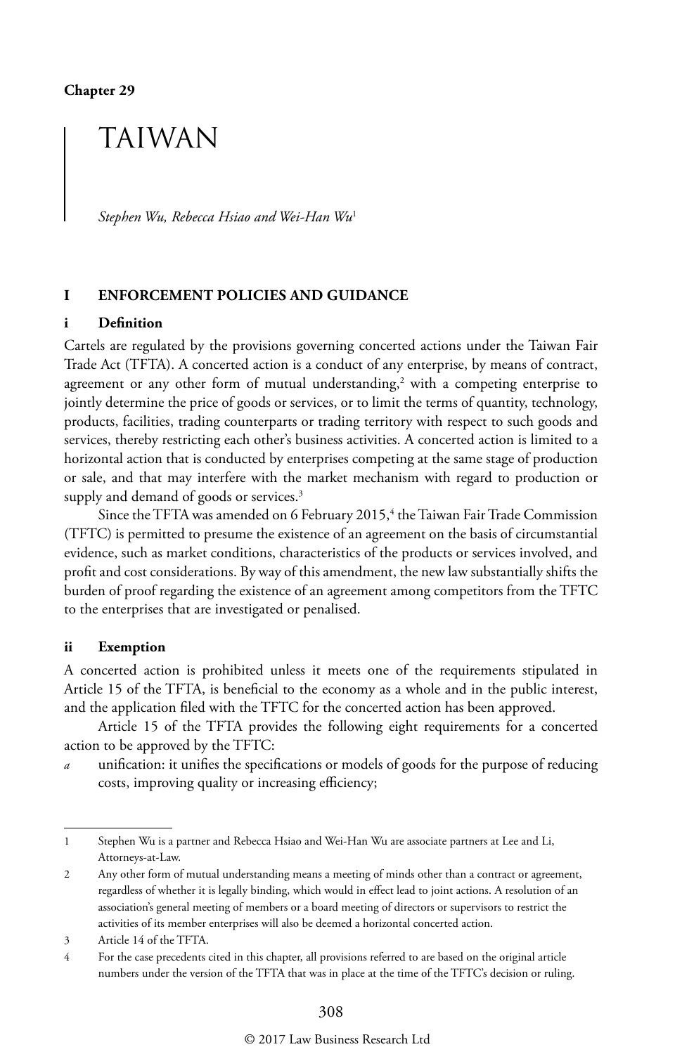Chapter 29

# TAIWAN

*Stephen Wu, Rebecca Hsiao and Wei-Han Wu*[1]

## I ENFORCEMENT POLICIES AND GUIDANCE

### i Definition

Cartels are regulated by the provisions governing concerted actions under the Taiwan Fair Trade Act (TFTA). A concerted action is a conduct of any enterprise, by means of contract, agreement or any other form of mutual understanding,[2] with a competing enterprise to jointly determine the price of goods or services, or to limit the terms of quantity, technology, products, facilities, trading counterparts or trading territory with respect to such goods and services, thereby restricting each other's business activities. A concerted action is limited to a horizontal action that is conducted by enterprises competing at the same stage of production or sale, and that may interfere with the market mechanism with regard to production or supply and demand of goods or services.[3]

Since the TFTA was amended on 6 February 2015,[4] the Taiwan Fair Trade Commission (TFTC) is permitted to presume the existence of an agreement on the basis of circumstantial evidence, such as market conditions, characteristics of the products or services involved, and profit and cost considerations. By way of this amendment, the new law substantially shifts the burden of proof regarding the existence of an agreement among competitors from the TFTC to the enterprises that are investigated or penalised.

### ii Exemption

A concerted action is prohibited unless it meets one of the requirements stipulated in Article 15 of the TFTA, is beneficial to the economy as a whole and in the public interest, and the application filed with the TFTC for the concerted action has been approved.

Article 15 of the TFTA provides the following eight requirements for a concerted action to be approved by the TFTC:

*a* unification: it unifies the specifications or models of goods for the purpose of reducing costs, improving quality or increasing efficiency;

---

1 Stephen Wu is a partner and Rebecca Hsiao and Wei-Han Wu are associate partners at Lee and Li, Attorneys-at-Law.

2 Any other form of mutual understanding means a meeting of minds other than a contract or agreement, regardless of whether it is legally binding, which would in effect lead to joint actions. A resolution of an association's general meeting of members or a board meeting of directors or supervisors to restrict the activities of its member enterprises will also be deemed a horizontal concerted action.

3 Article 14 of the TFTA.

4 For the case precedents cited in this chapter, all provisions referred to are based on the original article numbers under the version of the TFTA that was in place at the time of the TFTC's decision or ruling.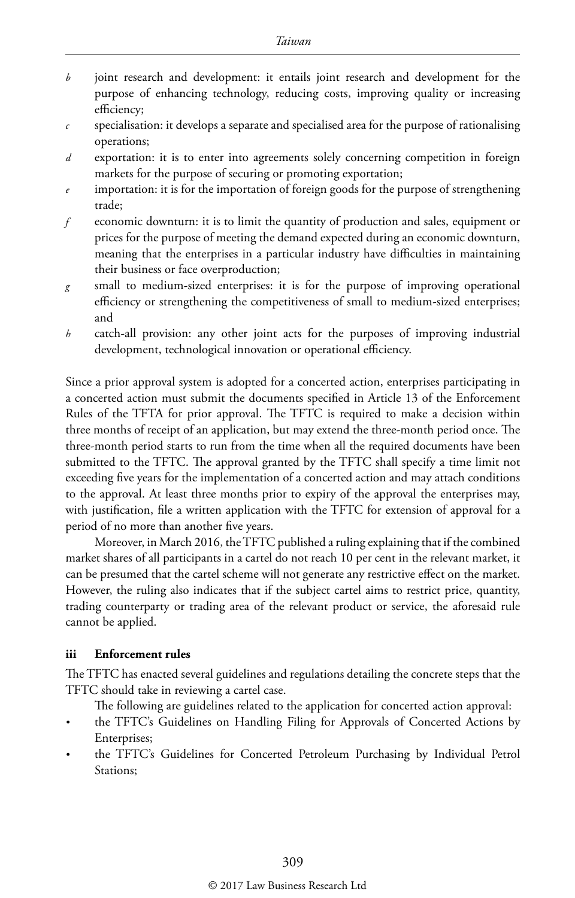*b* joint research and development: it entails joint research and development for the purpose of enhancing technology, reducing costs, improving quality or increasing efficiency;

*c* specialisation: it develops a separate and specialised area for the purpose of rationalising operations;

*d* exportation: it is to enter into agreements solely concerning competition in foreign markets for the purpose of securing or promoting exportation;

*e* importation: it is for the importation of foreign goods for the purpose of strengthening trade;

*f* economic downturn: it is to limit the quantity of production and sales, equipment or prices for the purpose of meeting the demand expected during an economic downturn, meaning that the enterprises in a particular industry have difficulties in maintaining their business or face overproduction;

*g* small to medium-sized enterprises: it is for the purpose of improving operational efficiency or strengthening the competitiveness of small to medium-sized enterprises; and

*h* catch-all provision: any other joint acts for the purposes of improving industrial development, technological innovation or operational efficiency.

Since a prior approval system is adopted for a concerted action, enterprises participating in a concerted action must submit the documents specified in Article 13 of the Enforcement Rules of the TFTA for prior approval. The TFTC is required to make a decision within three months of receipt of an application, but may extend the three-month period once. The three-month period starts to run from the time when all the required documents have been submitted to the TFTC. The approval granted by the TFTC shall specify a time limit not exceeding five years for the implementation of a concerted action and may attach conditions to the approval. At least three months prior to expiry of the approval the enterprises may, with justification, file a written application with the TFTC for extension of approval for a period of no more than another five years.

Moreover, in March 2016, the TFTC published a ruling explaining that if the combined market shares of all participants in a cartel do not reach 10 per cent in the relevant market, it can be presumed that the cartel scheme will not generate any restrictive effect on the market. However, the ruling also indicates that if the subject cartel aims to restrict price, quantity, trading counterparty or trading area of the relevant product or service, the aforesaid rule cannot be applied.

### iii Enforcement rules

The TFTC has enacted several guidelines and regulations detailing the concrete steps that the TFTC should take in reviewing a cartel case.

The following are guidelines related to the application for concerted action approval:

- the TFTC's Guidelines on Handling Filing for Approvals of Concerted Actions by Enterprises;
- the TFTC's Guidelines for Concerted Petroleum Purchasing by Individual Petrol Stations;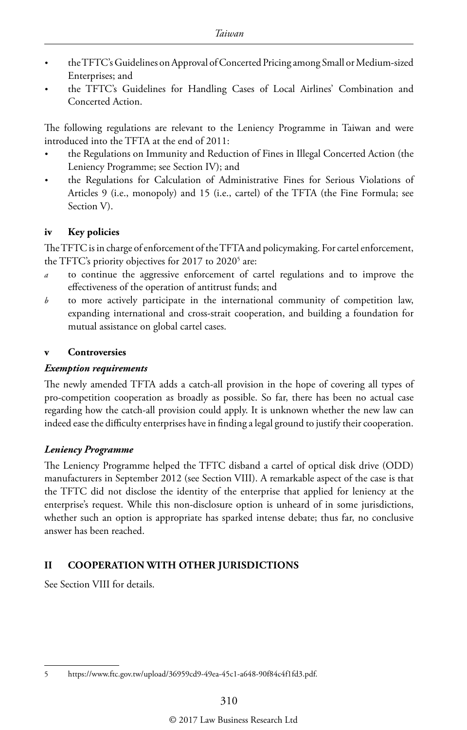- the TFTC's Guidelines on Approval of Concerted Pricing among Small or Medium-sized Enterprises; and
- the TFTC's Guidelines for Handling Cases of Local Airlines' Combination and Concerted Action.

The following regulations are relevant to the Leniency Programme in Taiwan and were introduced into the TFTA at the end of 2011:

- the Regulations on Immunity and Reduction of Fines in Illegal Concerted Action (the Leniency Programme; see Section IV); and
- the Regulations for Calculation of Administrative Fines for Serious Violations of Articles 9 (i.e., monopoly) and 15 (i.e., cartel) of the TFTA (the Fine Formula; see Section V).

### iv Key policies

The TFTC is in charge of enforcement of the TFTA and policymaking. For cartel enforcement, the TFTC's priority objectives for 2017 to 2020[5] are:

*a* to continue the aggressive enforcement of cartel regulations and to improve the effectiveness of the operation of antitrust funds; and

*b* to more actively participate in the international community of competition law, expanding international and cross-strait cooperation, and building a foundation for mutual assistance on global cartel cases.

### v Controversies

***Exemption requirements***

The newly amended TFTA adds a catch-all provision in the hope of covering all types of pro-competition cooperation as broadly as possible. So far, there has been no actual case regarding how the catch-all provision could apply. It is unknown whether the new law can indeed ease the difficulty enterprises have in finding a legal ground to justify their cooperation.

***Leniency Programme***

The Leniency Programme helped the TFTC disband a cartel of optical disk drive (ODD) manufacturers in September 2012 (see Section VIII). A remarkable aspect of the case is that the TFTC did not disclose the identity of the enterprise that applied for leniency at the enterprise's request. While this non-disclosure option is unheard of in some jurisdictions, whether such an option is appropriate has sparked intense debate; thus far, no conclusive answer has been reached.

## II COOPERATION WITH OTHER JURISDICTIONS

See Section VIII for details.

---

5 https://www.ftc.gov.tw/upload/36959cd9-49ea-45c1-a648-90f84c4f1fd3.pdf.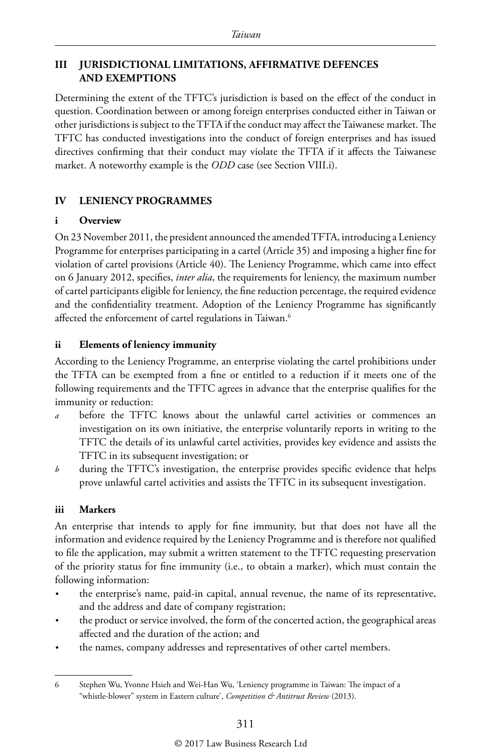## III JURISDICTIONAL LIMITATIONS, AFFIRMATIVE DEFENCES AND EXEMPTIONS

Determining the extent of the TFTC's jurisdiction is based on the effect of the conduct in question. Coordination between or among foreign enterprises conducted either in Taiwan or other jurisdictions is subject to the TFTA if the conduct may affect the Taiwanese market. The TFTC has conducted investigations into the conduct of foreign enterprises and has issued directives confirming that their conduct may violate the TFTA if it affects the Taiwanese market. A noteworthy example is the *ODD* case (see Section VIII.i).

## IV LENIENCY PROGRAMMES

### i Overview

On 23 November 2011, the president announced the amended TFTA, introducing a Leniency Programme for enterprises participating in a cartel (Article 35) and imposing a higher fine for violation of cartel provisions (Article 40). The Leniency Programme, which came into effect on 6 January 2012, specifies, *inter alia*, the requirements for leniency, the maximum number of cartel participants eligible for leniency, the fine reduction percentage, the required evidence and the confidentiality treatment. Adoption of the Leniency Programme has significantly affected the enforcement of cartel regulations in Taiwan.[6]

### ii Elements of leniency immunity

According to the Leniency Programme, an enterprise violating the cartel prohibitions under the TFTA can be exempted from a fine or entitled to a reduction if it meets one of the following requirements and the TFTC agrees in advance that the enterprise qualifies for the immunity or reduction:

*a* before the TFTC knows about the unlawful cartel activities or commences an investigation on its own initiative, the enterprise voluntarily reports in writing to the TFTC the details of its unlawful cartel activities, provides key evidence and assists the TFTC in its subsequent investigation; or

*b* during the TFTC's investigation, the enterprise provides specific evidence that helps prove unlawful cartel activities and assists the TFTC in its subsequent investigation.

### iii Markers

An enterprise that intends to apply for fine immunity, but that does not have all the information and evidence required by the Leniency Programme and is therefore not qualified to file the application, may submit a written statement to the TFTC requesting preservation of the priority status for fine immunity (i.e., to obtain a marker), which must contain the following information:

- the enterprise's name, paid-in capital, annual revenue, the name of its representative, and the address and date of company registration;
- the product or service involved, the form of the concerted action, the geographical areas affected and the duration of the action; and
- the names, company addresses and representatives of other cartel members.

---

6 Stephen Wu, Yvonne Hsieh and Wei-Han Wu, 'Leniency programme in Taiwan: The impact of a "whistle-blower" system in Eastern culture', *Competition & Antitrust Review* (2013).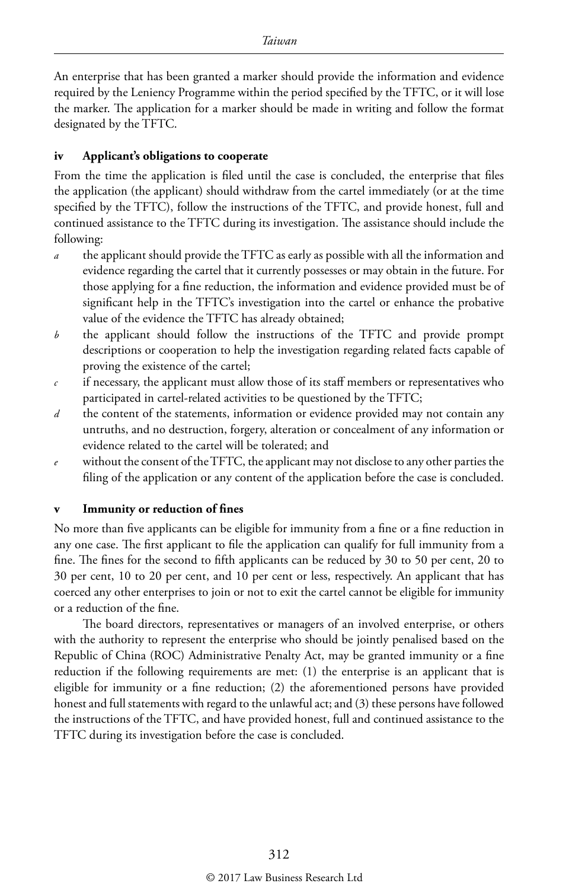An enterprise that has been granted a marker should provide the information and evidence required by the Leniency Programme within the period specified by the TFTC, or it will lose the marker. The application for a marker should be made in writing and follow the format designated by the TFTC.

### iv Applicant's obligations to cooperate

From the time the application is filed until the case is concluded, the enterprise that files the application (the applicant) should withdraw from the cartel immediately (or at the time specified by the TFTC), follow the instructions of the TFTC, and provide honest, full and continued assistance to the TFTC during its investigation. The assistance should include the following:

- *a* the applicant should provide the TFTC as early as possible with all the information and evidence regarding the cartel that it currently possesses or may obtain in the future. For those applying for a fine reduction, the information and evidence provided must be of significant help in the TFTC's investigation into the cartel or enhance the probative value of the evidence the TFTC has already obtained;
- *b* the applicant should follow the instructions of the TFTC and provide prompt descriptions or cooperation to help the investigation regarding related facts capable of proving the existence of the cartel;
- *c* if necessary, the applicant must allow those of its staff members or representatives who participated in cartel-related activities to be questioned by the TFTC;
- *d* the content of the statements, information or evidence provided may not contain any untruths, and no destruction, forgery, alteration or concealment of any information or evidence related to the cartel will be tolerated; and
- *e* without the consent of the TFTC, the applicant may not disclose to any other parties the filing of the application or any content of the application before the case is concluded.

### v Immunity or reduction of fines

No more than five applicants can be eligible for immunity from a fine or a fine reduction in any one case. The first applicant to file the application can qualify for full immunity from a fine. The fines for the second to fifth applicants can be reduced by 30 to 50 per cent, 20 to 30 per cent, 10 to 20 per cent, and 10 per cent or less, respectively. An applicant that has coerced any other enterprises to join or not to exit the cartel cannot be eligible for immunity or a reduction of the fine.

The board directors, representatives or managers of an involved enterprise, or others with the authority to represent the enterprise who should be jointly penalised based on the Republic of China (ROC) Administrative Penalty Act, may be granted immunity or a fine reduction if the following requirements are met: (1) the enterprise is an applicant that is eligible for immunity or a fine reduction; (2) the aforementioned persons have provided honest and full statements with regard to the unlawful act; and (3) these persons have followed the instructions of the TFTC, and have provided honest, full and continued assistance to the TFTC during its investigation before the case is concluded.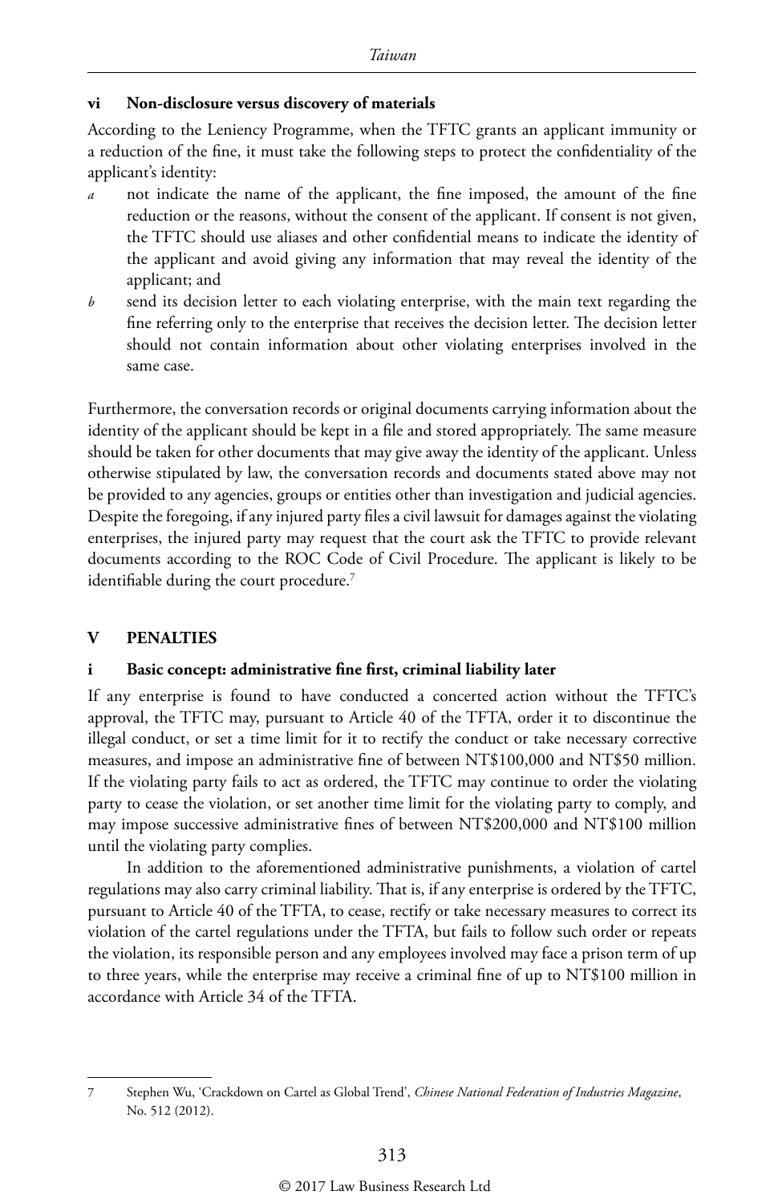### vi Non-disclosure versus discovery of materials

According to the Leniency Programme, when the TFTC grants an applicant immunity or a reduction of the fine, it must take the following steps to protect the confidentiality of the applicant's identity:

*a* not indicate the name of the applicant, the fine imposed, the amount of the fine reduction or the reasons, without the consent of the applicant. If consent is not given, the TFTC should use aliases and other confidential means to indicate the identity of the applicant and avoid giving any information that may reveal the identity of the applicant; and

*b* send its decision letter to each violating enterprise, with the main text regarding the fine referring only to the enterprise that receives the decision letter. The decision letter should not contain information about other violating enterprises involved in the same case.

Furthermore, the conversation records or original documents carrying information about the identity of the applicant should be kept in a file and stored appropriately. The same measure should be taken for other documents that may give away the identity of the applicant. Unless otherwise stipulated by law, the conversation records and documents stated above may not be provided to any agencies, groups or entities other than investigation and judicial agencies. Despite the foregoing, if any injured party files a civil lawsuit for damages against the violating enterprises, the injured party may request that the court ask the TFTC to provide relevant documents according to the ROC Code of Civil Procedure. The applicant is likely to be identifiable during the court procedure.[7]

## V PENALTIES

### i Basic concept: administrative fine first, criminal liability later

If any enterprise is found to have conducted a concerted action without the TFTC's approval, the TFTC may, pursuant to Article 40 of the TFTA, order it to discontinue the illegal conduct, or set a time limit for it to rectify the conduct or take necessary corrective measures, and impose an administrative fine of between NT$100,000 and NT$50 million. If the violating party fails to act as ordered, the TFTC may continue to order the violating party to cease the violation, or set another time limit for the violating party to comply, and may impose successive administrative fines of between NT$200,000 and NT$100 million until the violating party complies.

In addition to the aforementioned administrative punishments, a violation of cartel regulations may also carry criminal liability. That is, if any enterprise is ordered by the TFTC, pursuant to Article 40 of the TFTA, to cease, rectify or take necessary measures to correct its violation of the cartel regulations under the TFTA, but fails to follow such order or repeats the violation, its responsible person and any employees involved may face a prison term of up to three years, while the enterprise may receive a criminal fine of up to NT$100 million in accordance with Article 34 of the TFTA.

---

7 Stephen Wu, 'Crackdown on Cartel as Global Trend', *Chinese National Federation of Industries Magazine*, No. 512 (2012).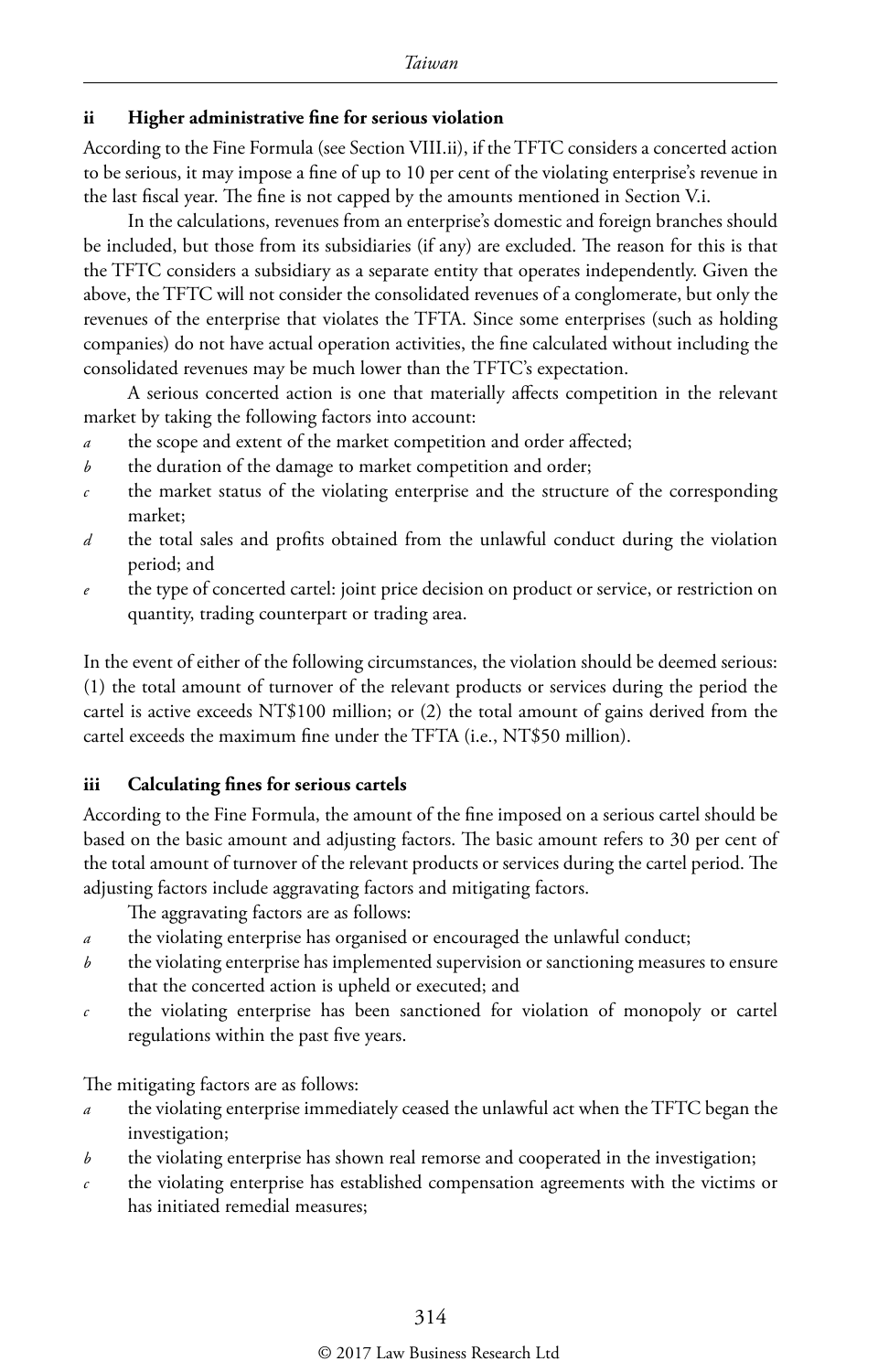### ii Higher administrative fine for serious violation

According to the Fine Formula (see Section VIII.ii), if the TFTC considers a concerted action to be serious, it may impose a fine of up to 10 per cent of the violating enterprise's revenue in the last fiscal year. The fine is not capped by the amounts mentioned in Section V.i.

In the calculations, revenues from an enterprise's domestic and foreign branches should be included, but those from its subsidiaries (if any) are excluded. The reason for this is that the TFTC considers a subsidiary as a separate entity that operates independently. Given the above, the TFTC will not consider the consolidated revenues of a conglomerate, but only the revenues of the enterprise that violates the TFTA. Since some enterprises (such as holding companies) do not have actual operation activities, the fine calculated without including the consolidated revenues may be much lower than the TFTC's expectation.

A serious concerted action is one that materially affects competition in the relevant market by taking the following factors into account:

- *a* the scope and extent of the market competition and order affected;
- *b* the duration of the damage to market competition and order;
- *c* the market status of the violating enterprise and the structure of the corresponding market;
- *d* the total sales and profits obtained from the unlawful conduct during the violation period; and
- *e* the type of concerted cartel: joint price decision on product or service, or restriction on quantity, trading counterpart or trading area.

In the event of either of the following circumstances, the violation should be deemed serious: (1) the total amount of turnover of the relevant products or services during the period the cartel is active exceeds NT$100 million; or (2) the total amount of gains derived from the cartel exceeds the maximum fine under the TFTA (i.e., NT$50 million).

### iii Calculating fines for serious cartels

According to the Fine Formula, the amount of the fine imposed on a serious cartel should be based on the basic amount and adjusting factors. The basic amount refers to 30 per cent of the total amount of turnover of the relevant products or services during the cartel period. The adjusting factors include aggravating factors and mitigating factors.

The aggravating factors are as follows:

- *a* the violating enterprise has organised or encouraged the unlawful conduct;
- *b* the violating enterprise has implemented supervision or sanctioning measures to ensure that the concerted action is upheld or executed; and
- *c* the violating enterprise has been sanctioned for violation of monopoly or cartel regulations within the past five years.

The mitigating factors are as follows:

- *a* the violating enterprise immediately ceased the unlawful act when the TFTC began the investigation;
- *b* the violating enterprise has shown real remorse and cooperated in the investigation;
- *c* the violating enterprise has established compensation agreements with the victims or has initiated remedial measures;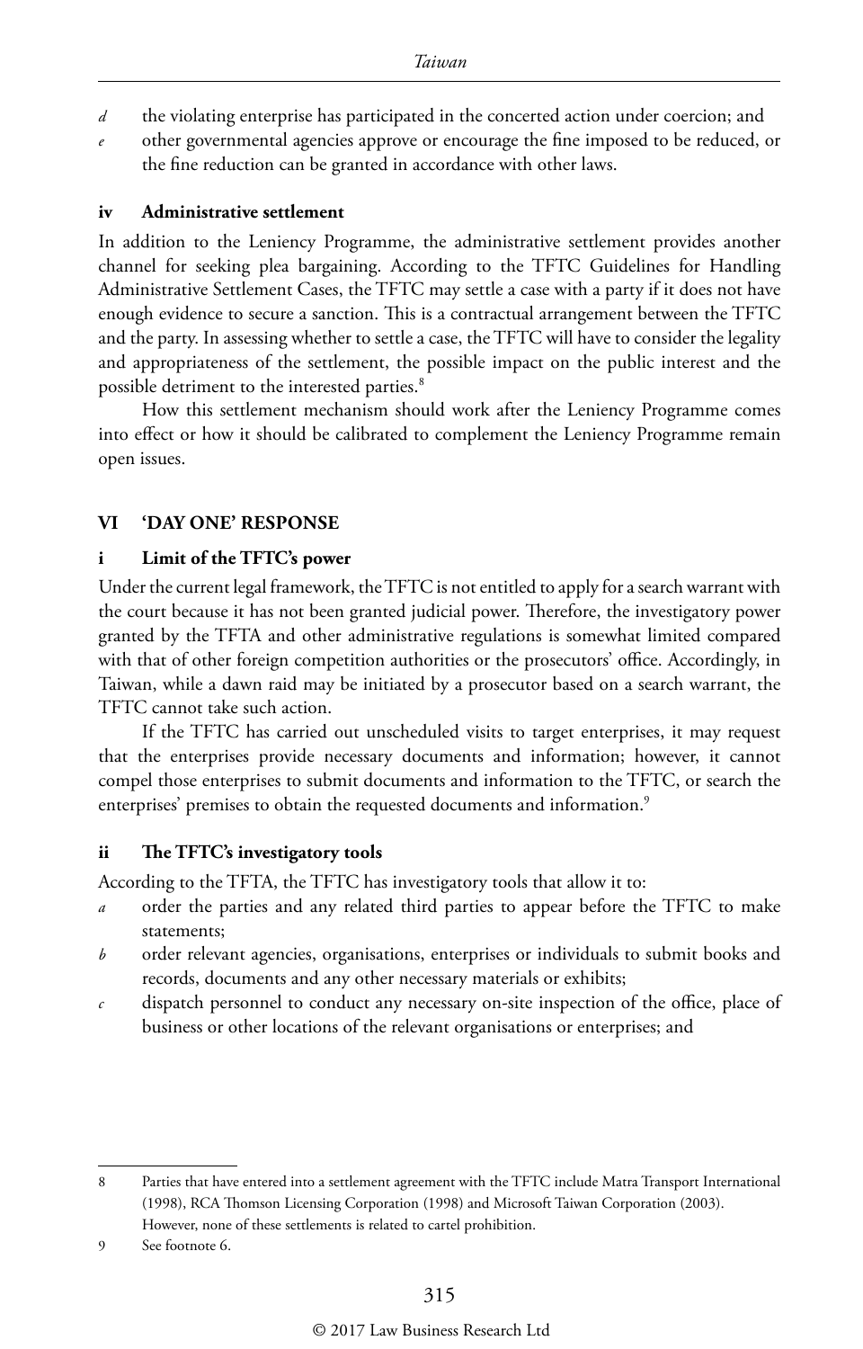*d* the violating enterprise has participated in the concerted action under coercion; and
*e* other governmental agencies approve or encourage the fine imposed to be reduced, or the fine reduction can be granted in accordance with other laws.

### iv Administrative settlement

In addition to the Leniency Programme, the administrative settlement provides another channel for seeking plea bargaining. According to the TFTC Guidelines for Handling Administrative Settlement Cases, the TFTC may settle a case with a party if it does not have enough evidence to secure a sanction. This is a contractual arrangement between the TFTC and the party. In assessing whether to settle a case, the TFTC will have to consider the legality and appropriateness of the settlement, the possible impact on the public interest and the possible detriment to the interested parties.[8]

How this settlement mechanism should work after the Leniency Programme comes into effect or how it should be calibrated to complement the Leniency Programme remain open issues.

## VI 'DAY ONE' RESPONSE

### i Limit of the TFTC's power

Under the current legal framework, the TFTC is not entitled to apply for a search warrant with the court because it has not been granted judicial power. Therefore, the investigatory power granted by the TFTA and other administrative regulations is somewhat limited compared with that of other foreign competition authorities or the prosecutors' office. Accordingly, in Taiwan, while a dawn raid may be initiated by a prosecutor based on a search warrant, the TFTC cannot take such action.

If the TFTC has carried out unscheduled visits to target enterprises, it may request that the enterprises provide necessary documents and information; however, it cannot compel those enterprises to submit documents and information to the TFTC, or search the enterprises' premises to obtain the requested documents and information.[9]

### ii The TFTC's investigatory tools

According to the TFTA, the TFTC has investigatory tools that allow it to:

*a* order the parties and any related third parties to appear before the TFTC to make statements;
*b* order relevant agencies, organisations, enterprises or individuals to submit books and records, documents and any other necessary materials or exhibits;
*c* dispatch personnel to conduct any necessary on-site inspection of the office, place of business or other locations of the relevant organisations or enterprises; and

---

8 Parties that have entered into a settlement agreement with the TFTC include Matra Transport International (1998), RCA Thomson Licensing Corporation (1998) and Microsoft Taiwan Corporation (2003). However, none of these settlements is related to cartel prohibition.

9 See footnote 6.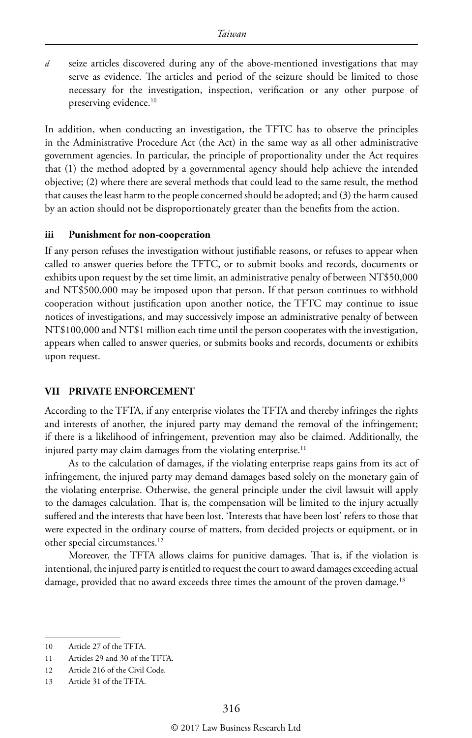*d* seize articles discovered during any of the above-mentioned investigations that may serve as evidence. The articles and period of the seizure should be limited to those necessary for the investigation, inspection, verification or any other purpose of preserving evidence.[10]

In addition, when conducting an investigation, the TFTC has to observe the principles in the Administrative Procedure Act (the Act) in the same way as all other administrative government agencies. In particular, the principle of proportionality under the Act requires that (1) the method adopted by a governmental agency should help achieve the intended objective; (2) where there are several methods that could lead to the same result, the method that causes the least harm to the people concerned should be adopted; and (3) the harm caused by an action should not be disproportionately greater than the benefits from the action.

### iii Punishment for non-cooperation

If any person refuses the investigation without justifiable reasons, or refuses to appear when called to answer queries before the TFTC, or to submit books and records, documents or exhibits upon request by the set time limit, an administrative penalty of between NT$50,000 and NT$500,000 may be imposed upon that person. If that person continues to withhold cooperation without justification upon another notice, the TFTC may continue to issue notices of investigations, and may successively impose an administrative penalty of between NT$100,000 and NT$1 million each time until the person cooperates with the investigation, appears when called to answer queries, or submits books and records, documents or exhibits upon request.

## VII PRIVATE ENFORCEMENT

According to the TFTA, if any enterprise violates the TFTA and thereby infringes the rights and interests of another, the injured party may demand the removal of the infringement; if there is a likelihood of infringement, prevention may also be claimed. Additionally, the injured party may claim damages from the violating enterprise.[11]

As to the calculation of damages, if the violating enterprise reaps gains from its act of infringement, the injured party may demand damages based solely on the monetary gain of the violating enterprise. Otherwise, the general principle under the civil lawsuit will apply to the damages calculation. That is, the compensation will be limited to the injury actually suffered and the interests that have been lost. 'Interests that have been lost' refers to those that were expected in the ordinary course of matters, from decided projects or equipment, or in other special circumstances.[12]

Moreover, the TFTA allows claims for punitive damages. That is, if the violation is intentional, the injured party is entitled to request the court to award damages exceeding actual damage, provided that no award exceeds three times the amount of the proven damage.[13]

---

10 Article 27 of the TFTA.

11 Articles 29 and 30 of the TFTA.

12 Article 216 of the Civil Code.

13 Article 31 of the TFTA.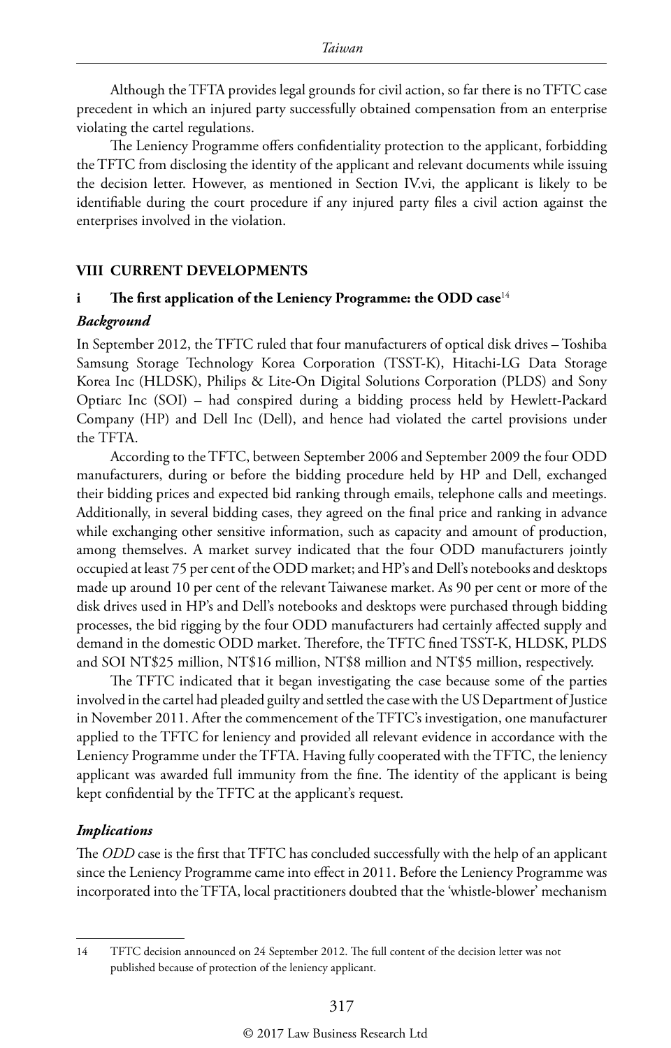Although the TFTA provides legal grounds for civil action, so far there is no TFTC case precedent in which an injured party successfully obtained compensation from an enterprise violating the cartel regulations.

The Leniency Programme offers confidentiality protection to the applicant, forbidding the TFTC from disclosing the identity of the applicant and relevant documents while issuing the decision letter. However, as mentioned in Section IV.vi, the applicant is likely to be identifiable during the court procedure if any injured party files a civil action against the enterprises involved in the violation.

## VIII CURRENT DEVELOPMENTS

### i The first application of the Leniency Programme: the ODD case[14]

#### *Background*

In September 2012, the TFTC ruled that four manufacturers of optical disk drives – Toshiba Samsung Storage Technology Korea Corporation (TSST-K), Hitachi-LG Data Storage Korea Inc (HLDSK), Philips & Lite-On Digital Solutions Corporation (PLDS) and Sony Optiarc Inc (SOI) – had conspired during a bidding process held by Hewlett-Packard Company (HP) and Dell Inc (Dell), and hence had violated the cartel provisions under the TFTA.

According to the TFTC, between September 2006 and September 2009 the four ODD manufacturers, during or before the bidding procedure held by HP and Dell, exchanged their bidding prices and expected bid ranking through emails, telephone calls and meetings. Additionally, in several bidding cases, they agreed on the final price and ranking in advance while exchanging other sensitive information, such as capacity and amount of production, among themselves. A market survey indicated that the four ODD manufacturers jointly occupied at least 75 per cent of the ODD market; and HP's and Dell's notebooks and desktops made up around 10 per cent of the relevant Taiwanese market. As 90 per cent or more of the disk drives used in HP's and Dell's notebooks and desktops were purchased through bidding processes, the bid rigging by the four ODD manufacturers had certainly affected supply and demand in the domestic ODD market. Therefore, the TFTC fined TSST-K, HLDSK, PLDS and SOI NT$25 million, NT$16 million, NT$8 million and NT$5 million, respectively.

The TFTC indicated that it began investigating the case because some of the parties involved in the cartel had pleaded guilty and settled the case with the US Department of Justice in November 2011. After the commencement of the TFTC's investigation, one manufacturer applied to the TFTC for leniency and provided all relevant evidence in accordance with the Leniency Programme under the TFTA. Having fully cooperated with the TFTC, the leniency applicant was awarded full immunity from the fine. The identity of the applicant is being kept confidential by the TFTC at the applicant's request.

#### *Implications*

The *ODD* case is the first that TFTC has concluded successfully with the help of an applicant since the Leniency Programme came into effect in 2011. Before the Leniency Programme was incorporated into the TFTA, local practitioners doubted that the 'whistle-blower' mechanism

---

14 TFTC decision announced on 24 September 2012. The full content of the decision letter was not published because of protection of the leniency applicant.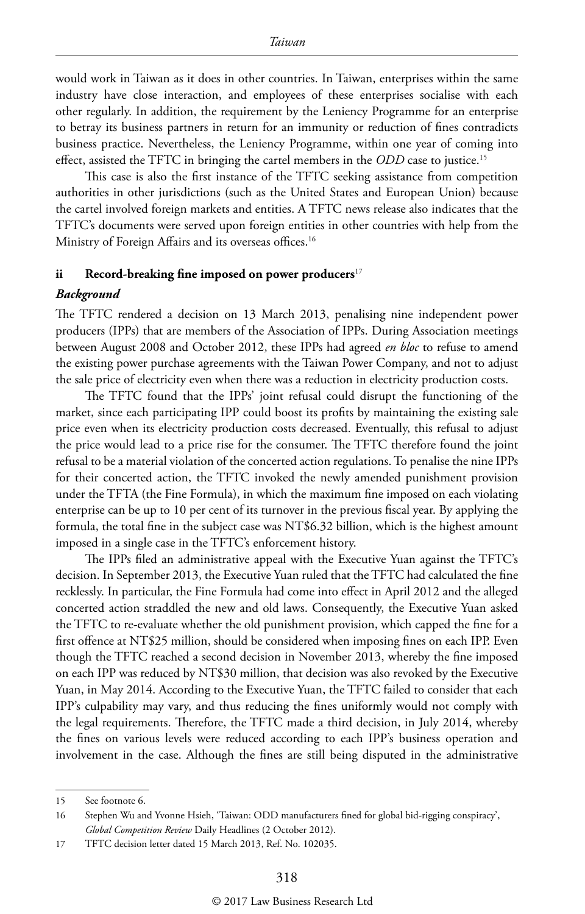would work in Taiwan as it does in other countries. In Taiwan, enterprises within the same industry have close interaction, and employees of these enterprises socialise with each other regularly. In addition, the requirement by the Leniency Programme for an enterprise to betray its business partners in return for an immunity or reduction of fines contradicts business practice. Nevertheless, the Leniency Programme, within one year of coming into effect, assisted the TFTC in bringing the cartel members in the *ODD* case to justice.[15]

This case is also the first instance of the TFTC seeking assistance from competition authorities in other jurisdictions (such as the United States and European Union) because the cartel involved foreign markets and entities. A TFTC news release also indicates that the TFTC's documents were served upon foreign entities in other countries with help from the Ministry of Foreign Affairs and its overseas offices.[16]

### ii Record-breaking fine imposed on power producers[17]

#### *Background*

The TFTC rendered a decision on 13 March 2013, penalising nine independent power producers (IPPs) that are members of the Association of IPPs. During Association meetings between August 2008 and October 2012, these IPPs had agreed *en bloc* to refuse to amend the existing power purchase agreements with the Taiwan Power Company, and not to adjust the sale price of electricity even when there was a reduction in electricity production costs.

The TFTC found that the IPPs' joint refusal could disrupt the functioning of the market, since each participating IPP could boost its profits by maintaining the existing sale price even when its electricity production costs decreased. Eventually, this refusal to adjust the price would lead to a price rise for the consumer. The TFTC therefore found the joint refusal to be a material violation of the concerted action regulations. To penalise the nine IPPs for their concerted action, the TFTC invoked the newly amended punishment provision under the TFTA (the Fine Formula), in which the maximum fine imposed on each violating enterprise can be up to 10 per cent of its turnover in the previous fiscal year. By applying the formula, the total fine in the subject case was NT$6.32 billion, which is the highest amount imposed in a single case in the TFTC's enforcement history.

The IPPs filed an administrative appeal with the Executive Yuan against the TFTC's decision. In September 2013, the Executive Yuan ruled that the TFTC had calculated the fine recklessly. In particular, the Fine Formula had come into effect in April 2012 and the alleged concerted action straddled the new and old laws. Consequently, the Executive Yuan asked the TFTC to re-evaluate whether the old punishment provision, which capped the fine for a first offence at NT$25 million, should be considered when imposing fines on each IPP. Even though the TFTC reached a second decision in November 2013, whereby the fine imposed on each IPP was reduced by NT$30 million, that decision was also revoked by the Executive Yuan, in May 2014. According to the Executive Yuan, the TFTC failed to consider that each IPP's culpability may vary, and thus reducing the fines uniformly would not comply with the legal requirements. Therefore, the TFTC made a third decision, in July 2014, whereby the fines on various levels were reduced according to each IPP's business operation and involvement in the case. Although the fines are still being disputed in the administrative

---

15 See footnote 6.

16 Stephen Wu and Yvonne Hsieh, 'Taiwan: ODD manufacturers fined for global bid-rigging conspiracy', *Global Competition Review* Daily Headlines (2 October 2012).

17 TFTC decision letter dated 15 March 2013, Ref. No. 102035.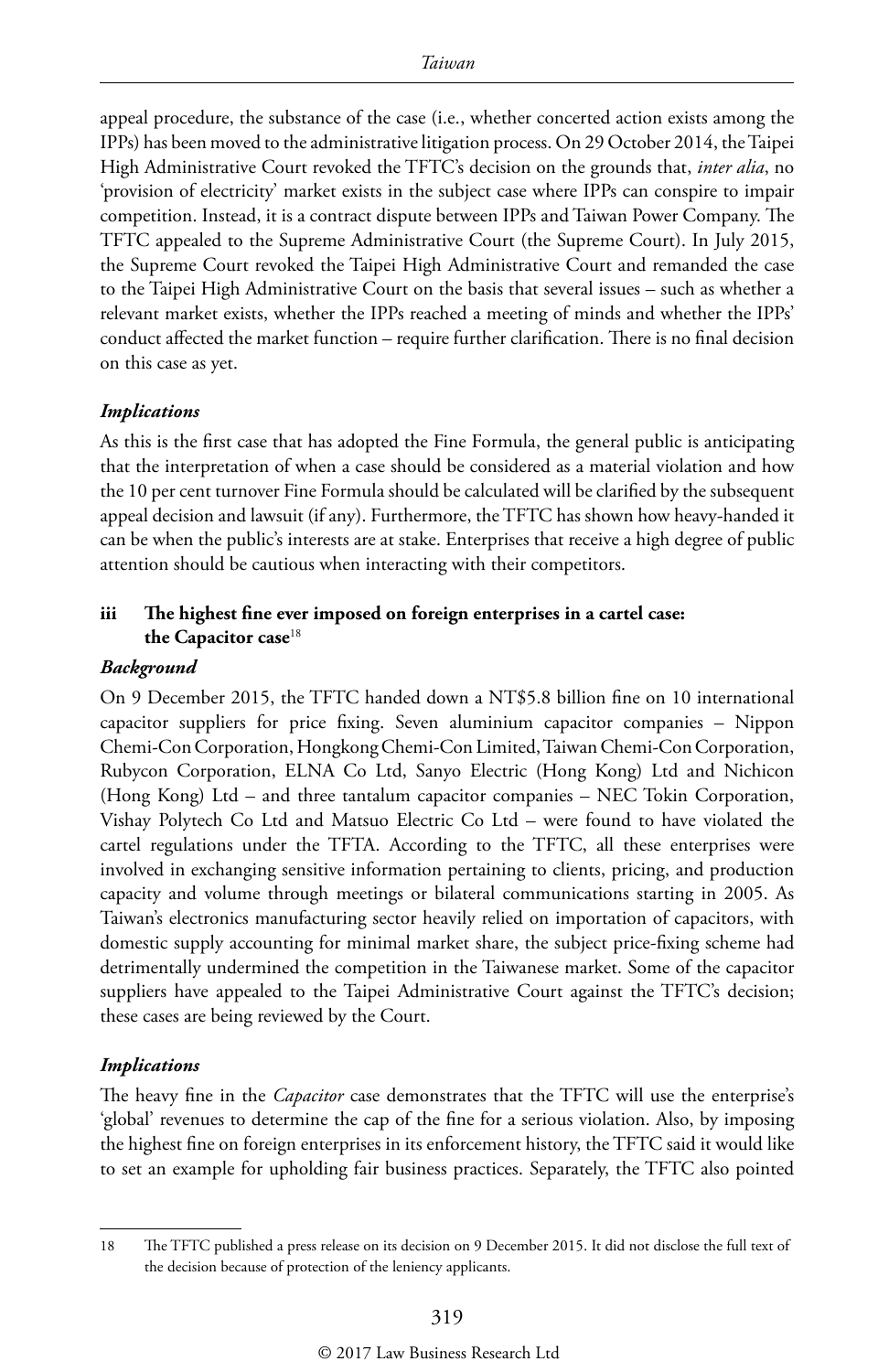appeal procedure, the substance of the case (i.e., whether concerted action exists among the IPPs) has been moved to the administrative litigation process. On 29 October 2014, the Taipei High Administrative Court revoked the TFTC's decision on the grounds that, *inter alia*, no 'provision of electricity' market exists in the subject case where IPPs can conspire to impair competition. Instead, it is a contract dispute between IPPs and Taiwan Power Company. The TFTC appealed to the Supreme Administrative Court (the Supreme Court). In July 2015, the Supreme Court revoked the Taipei High Administrative Court and remanded the case to the Taipei High Administrative Court on the basis that several issues – such as whether a relevant market exists, whether the IPPs reached a meeting of minds and whether the IPPs' conduct affected the market function – require further clarification. There is no final decision on this case as yet.

***Implications***

As this is the first case that has adopted the Fine Formula, the general public is anticipating that the interpretation of when a case should be considered as a material violation and how the 10 per cent turnover Fine Formula should be calculated will be clarified by the subsequent appeal decision and lawsuit (if any). Furthermore, the TFTC has shown how heavy-handed it can be when the public's interests are at stake. Enterprises that receive a high degree of public attention should be cautious when interacting with their competitors.

### iii The highest fine ever imposed on foreign enterprises in a cartel case: the Capacitor case[18]

***Background***

On 9 December 2015, the TFTC handed down a NT$5.8 billion fine on 10 international capacitor suppliers for price fixing. Seven aluminium capacitor companies – Nippon Chemi-Con Corporation, Hongkong Chemi-Con Limited, Taiwan Chemi-Con Corporation, Rubycon Corporation, ELNA Co Ltd, Sanyo Electric (Hong Kong) Ltd and Nichicon (Hong Kong) Ltd – and three tantalum capacitor companies – NEC Tokin Corporation, Vishay Polytech Co Ltd and Matsuo Electric Co Ltd – were found to have violated the cartel regulations under the TFTA. According to the TFTC, all these enterprises were involved in exchanging sensitive information pertaining to clients, pricing, and production capacity and volume through meetings or bilateral communications starting in 2005. As Taiwan's electronics manufacturing sector heavily relied on importation of capacitors, with domestic supply accounting for minimal market share, the subject price-fixing scheme had detrimentally undermined the competition in the Taiwanese market. Some of the capacitor suppliers have appealed to the Taipei Administrative Court against the TFTC's decision; these cases are being reviewed by the Court.

***Implications***

The heavy fine in the *Capacitor* case demonstrates that the TFTC will use the enterprise's 'global' revenues to determine the cap of the fine for a serious violation. Also, by imposing the highest fine on foreign enterprises in its enforcement history, the TFTC said it would like to set an example for upholding fair business practices. Separately, the TFTC also pointed

---

18 The TFTC published a press release on its decision on 9 December 2015. It did not disclose the full text of the decision because of protection of the leniency applicants.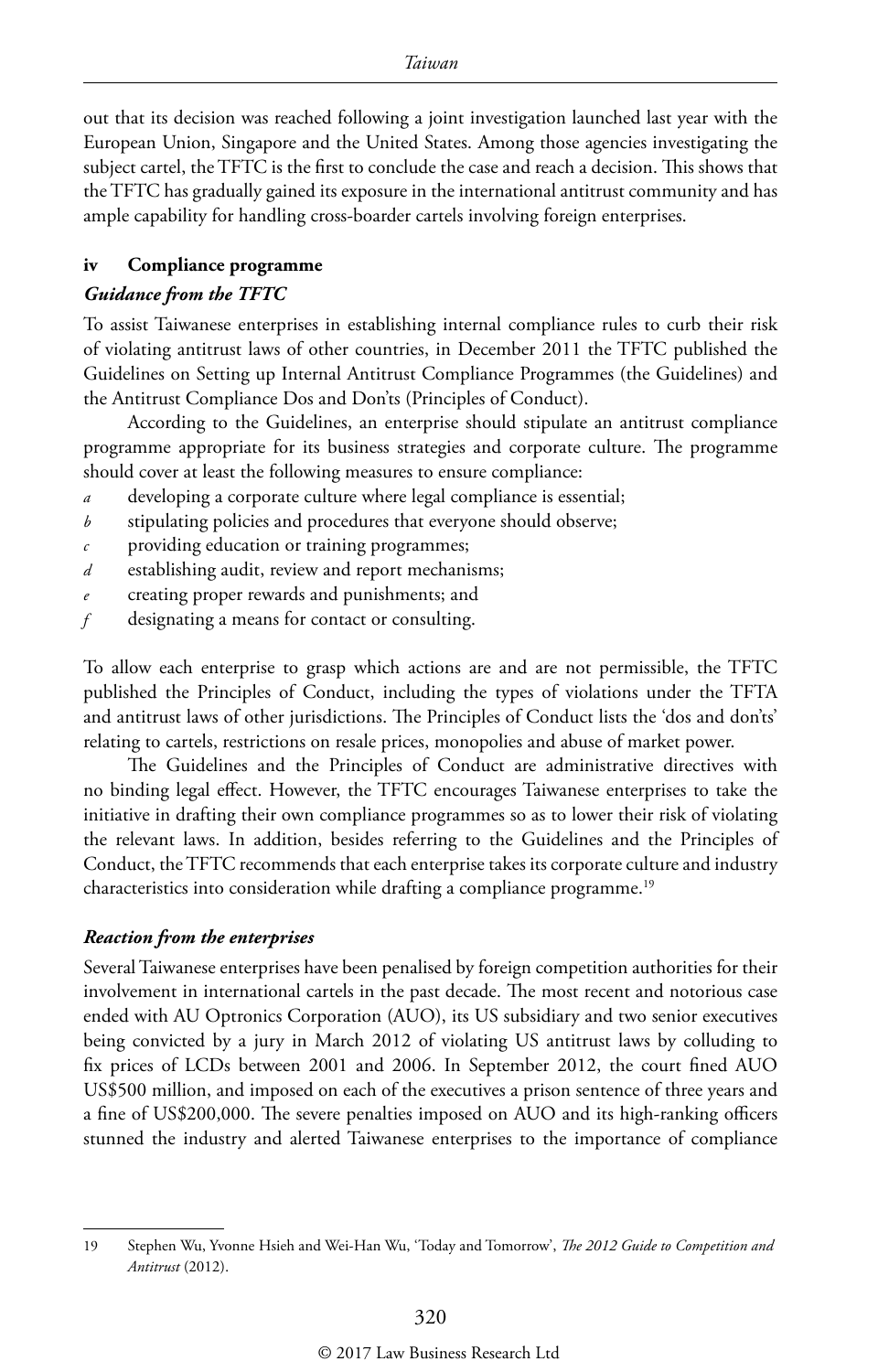out that its decision was reached following a joint investigation launched last year with the European Union, Singapore and the United States. Among those agencies investigating the subject cartel, the TFTC is the first to conclude the case and reach a decision. This shows that the TFTC has gradually gained its exposure in the international antitrust community and has ample capability for handling cross-boarder cartels involving foreign enterprises.

#### iv Compliance programme

*Guidance from the TFTC*

To assist Taiwanese enterprises in establishing internal compliance rules to curb their risk of violating antitrust laws of other countries, in December 2011 the TFTC published the Guidelines on Setting up Internal Antitrust Compliance Programmes (the Guidelines) and the Antitrust Compliance Dos and Don'ts (Principles of Conduct).

According to the Guidelines, an enterprise should stipulate an antitrust compliance programme appropriate for its business strategies and corporate culture. The programme should cover at least the following measures to ensure compliance:

*a* developing a corporate culture where legal compliance is essential;
*b* stipulating policies and procedures that everyone should observe;
*c* providing education or training programmes;
*d* establishing audit, review and report mechanisms;
*e* creating proper rewards and punishments; and
*f* designating a means for contact or consulting.

To allow each enterprise to grasp which actions are and are not permissible, the TFTC published the Principles of Conduct, including the types of violations under the TFTA and antitrust laws of other jurisdictions. The Principles of Conduct lists the 'dos and don'ts' relating to cartels, restrictions on resale prices, monopolies and abuse of market power.

The Guidelines and the Principles of Conduct are administrative directives with no binding legal effect. However, the TFTC encourages Taiwanese enterprises to take the initiative in drafting their own compliance programmes so as to lower their risk of violating the relevant laws. In addition, besides referring to the Guidelines and the Principles of Conduct, the TFTC recommends that each enterprise takes its corporate culture and industry characteristics into consideration while drafting a compliance programme.[19]

*Reaction from the enterprises*

Several Taiwanese enterprises have been penalised by foreign competition authorities for their involvement in international cartels in the past decade. The most recent and notorious case ended with AU Optronics Corporation (AUO), its US subsidiary and two senior executives being convicted by a jury in March 2012 of violating US antitrust laws by colluding to fix prices of LCDs between 2001 and 2006. In September 2012, the court fined AUO US$500 million, and imposed on each of the executives a prison sentence of three years and a fine of US$200,000. The severe penalties imposed on AUO and its high-ranking officers stunned the industry and alerted Taiwanese enterprises to the importance of compliance

---

19 Stephen Wu, Yvonne Hsieh and Wei-Han Wu, 'Today and Tomorrow', *The 2012 Guide to Competition and Antitrust* (2012).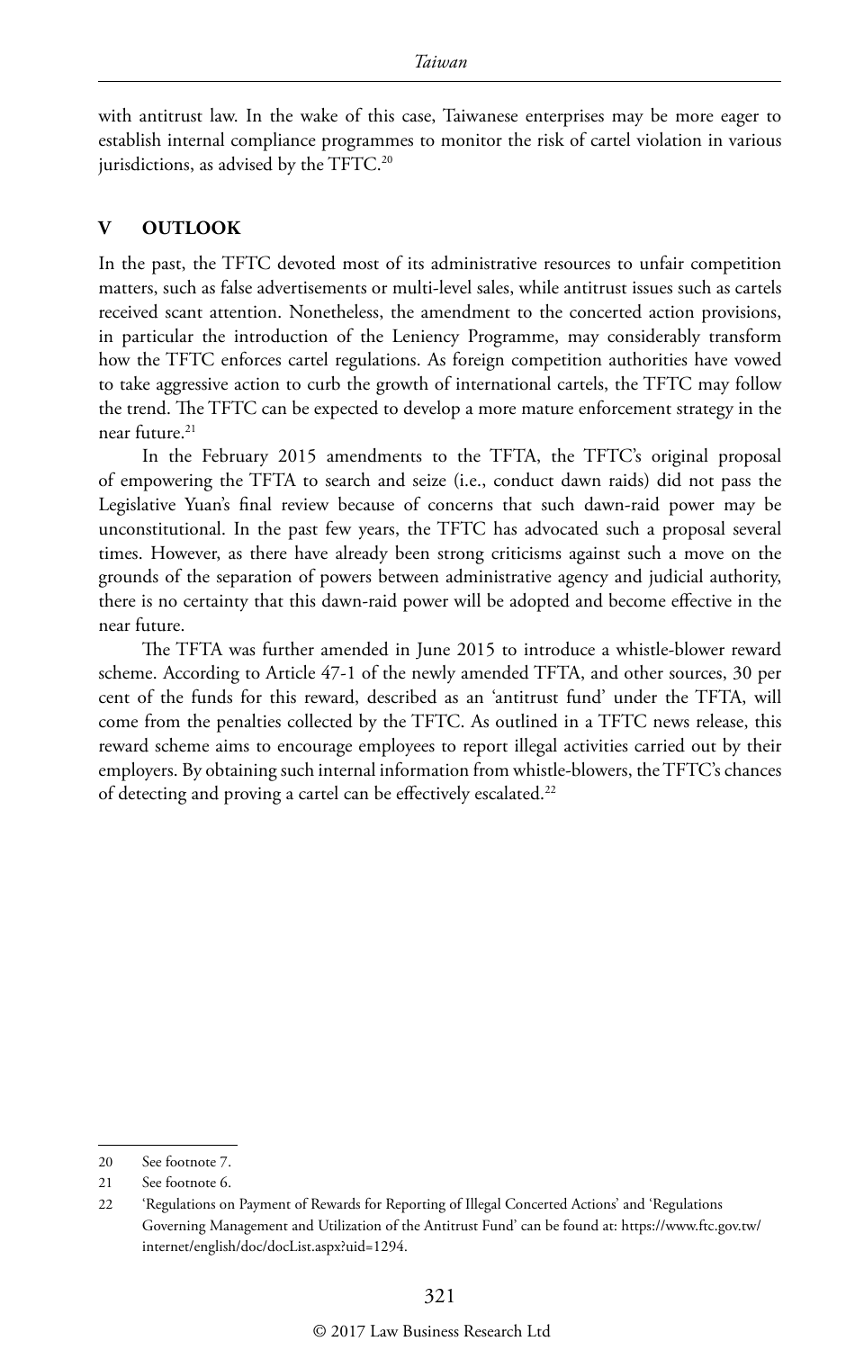with antitrust law. In the wake of this case, Taiwanese enterprises may be more eager to establish internal compliance programmes to monitor the risk of cartel violation in various jurisdictions, as advised by the TFTC.[20]

## V OUTLOOK

In the past, the TFTC devoted most of its administrative resources to unfair competition matters, such as false advertisements or multi-level sales, while antitrust issues such as cartels received scant attention. Nonetheless, the amendment to the concerted action provisions, in particular the introduction of the Leniency Programme, may considerably transform how the TFTC enforces cartel regulations. As foreign competition authorities have vowed to take aggressive action to curb the growth of international cartels, the TFTC may follow the trend. The TFTC can be expected to develop a more mature enforcement strategy in the near future.[21]

In the February 2015 amendments to the TFTA, the TFTC's original proposal of empowering the TFTA to search and seize (i.e., conduct dawn raids) did not pass the Legislative Yuan's final review because of concerns that such dawn-raid power may be unconstitutional. In the past few years, the TFTC has advocated such a proposal several times. However, as there have already been strong criticisms against such a move on the grounds of the separation of powers between administrative agency and judicial authority, there is no certainty that this dawn-raid power will be adopted and become effective in the near future.

The TFTA was further amended in June 2015 to introduce a whistle-blower reward scheme. According to Article 47-1 of the newly amended TFTA, and other sources, 30 per cent of the funds for this reward, described as an 'antitrust fund' under the TFTA, will come from the penalties collected by the TFTC. As outlined in a TFTC news release, this reward scheme aims to encourage employees to report illegal activities carried out by their employers. By obtaining such internal information from whistle-blowers, the TFTC's chances of detecting and proving a cartel can be effectively escalated.[22]

---

20 See footnote 7.

21 See footnote 6.

22 'Regulations on Payment of Rewards for Reporting of Illegal Concerted Actions' and 'Regulations Governing Management and Utilization of the Antitrust Fund' can be found at: https://www.ftc.gov.tw/internet/english/doc/docList.aspx?uid=1294.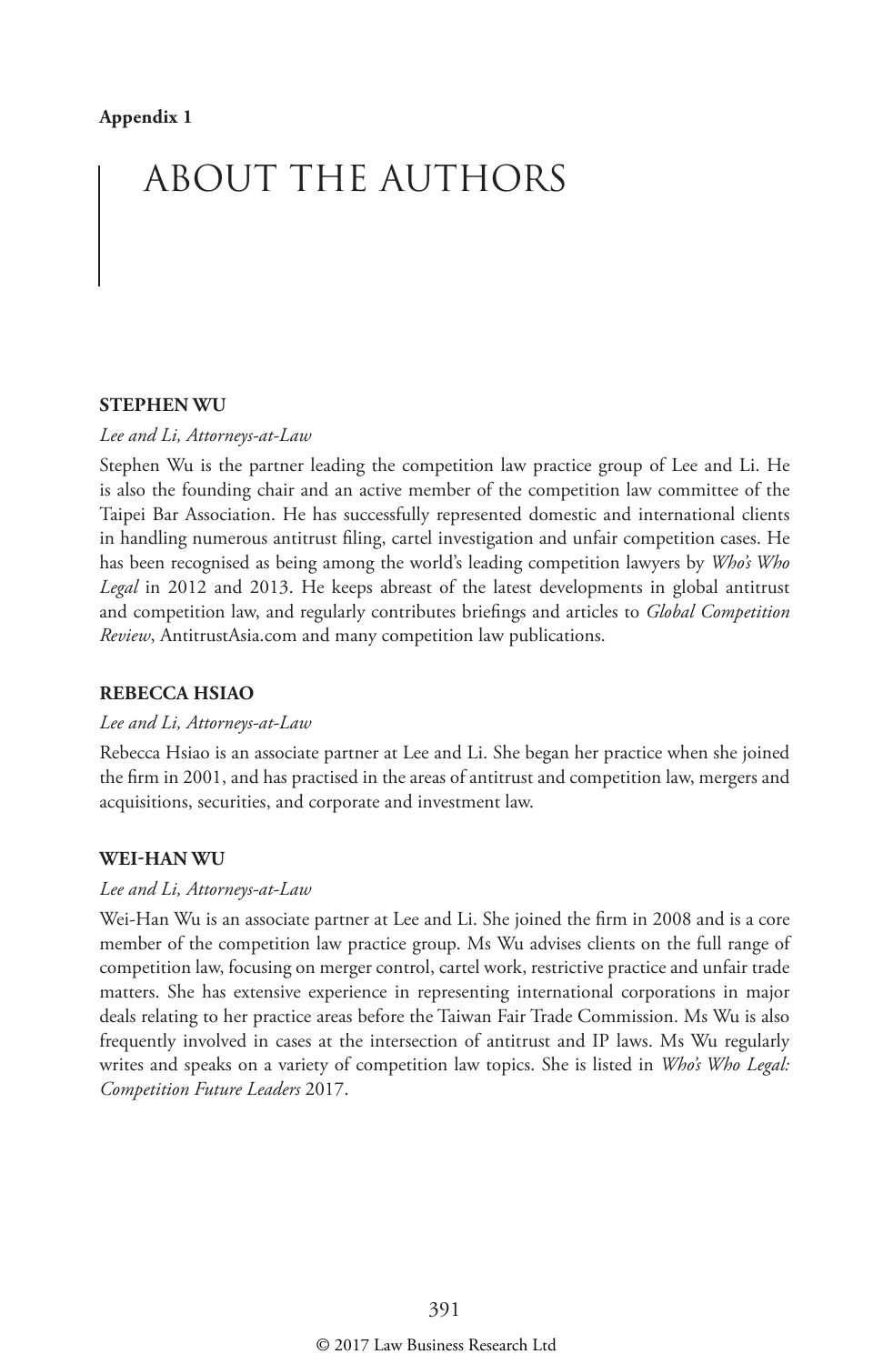**Appendix 1**

# ABOUT THE AUTHORS

## STEPHEN WU

*Lee and Li, Attorneys-at-Law*

Stephen Wu is the partner leading the competition law practice group of Lee and Li. He is also the founding chair and an active member of the competition law committee of the Taipei Bar Association. He has successfully represented domestic and international clients in handling numerous antitrust filing, cartel investigation and unfair competition cases. He has been recognised as being among the world's leading competition lawyers by *Who's Who Legal* in 2012 and 2013. He keeps abreast of the latest developments in global antitrust and competition law, and regularly contributes briefings and articles to *Global Competition Review*, AntitrustAsia.com and many competition law publications.

## REBECCA HSIAO

*Lee and Li, Attorneys-at-Law*

Rebecca Hsiao is an associate partner at Lee and Li. She began her practice when she joined the firm in 2001, and has practised in the areas of antitrust and competition law, mergers and acquisitions, securities, and corporate and investment law.

## WEI-HAN WU

*Lee and Li, Attorneys-at-Law*

Wei-Han Wu is an associate partner at Lee and Li. She joined the firm in 2008 and is a core member of the competition law practice group. Ms Wu advises clients on the full range of competition law, focusing on merger control, cartel work, restrictive practice and unfair trade matters. She has extensive experience in representing international corporations in major deals relating to her practice areas before the Taiwan Fair Trade Commission. Ms Wu is also frequently involved in cases at the intersection of antitrust and IP laws. Ms Wu regularly writes and speaks on a variety of competition law topics. She is listed in *Who's Who Legal: Competition Future Leaders* 2017.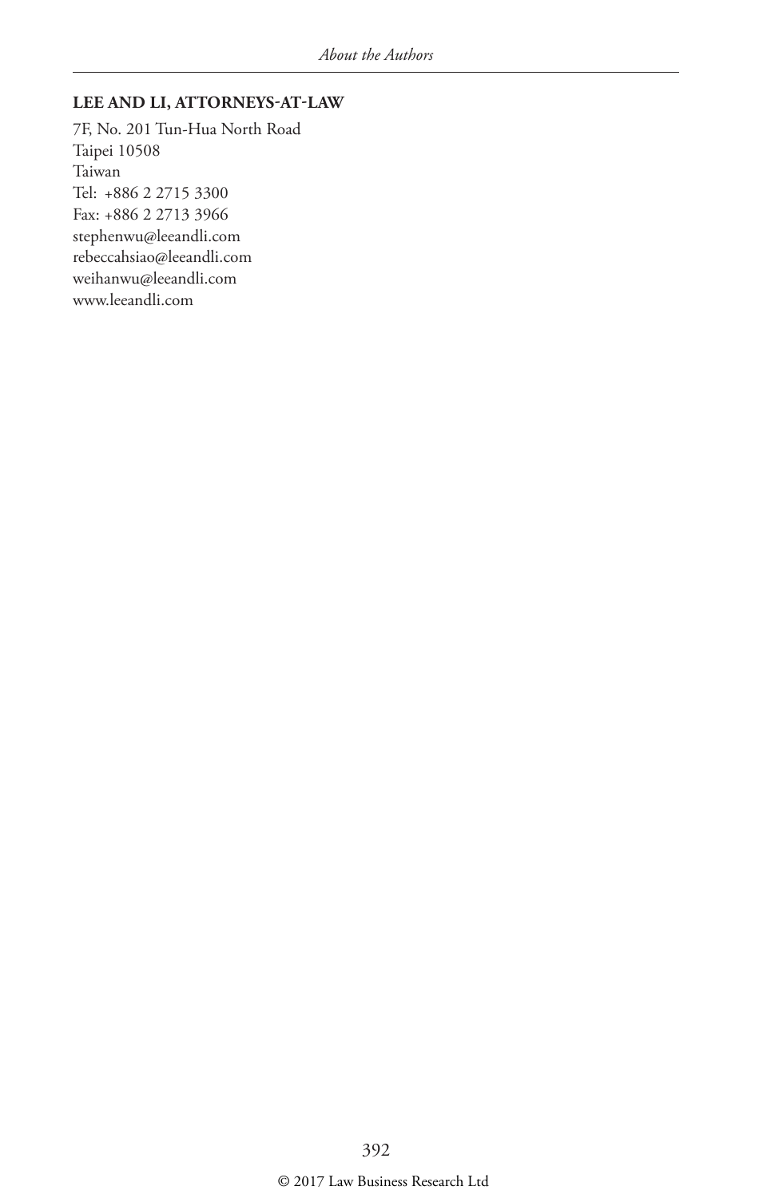**LEE AND LI, ATTORNEYS-AT-LAW**

7F, No. 201 Tun-Hua North Road
Taipei 10508
Taiwan
Tel: +886 2 2715 3300
Fax: +886 2 2713 3966
stephenwu@leeandli.com
rebeccahsiao@leeandli.com
weihanwu@leeandli.com
www.leeandli.com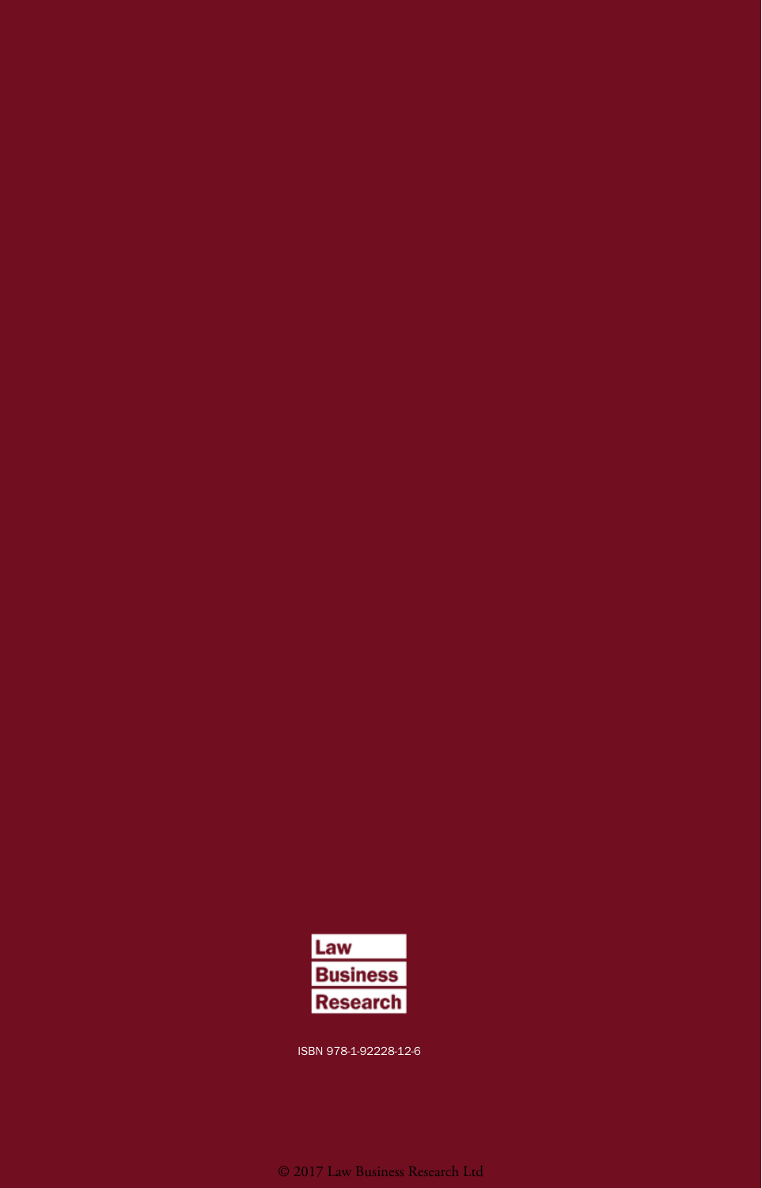Law
Business
Research

ISBN 978-1-92228-12-6

© 2017 Law Business Research Ltd